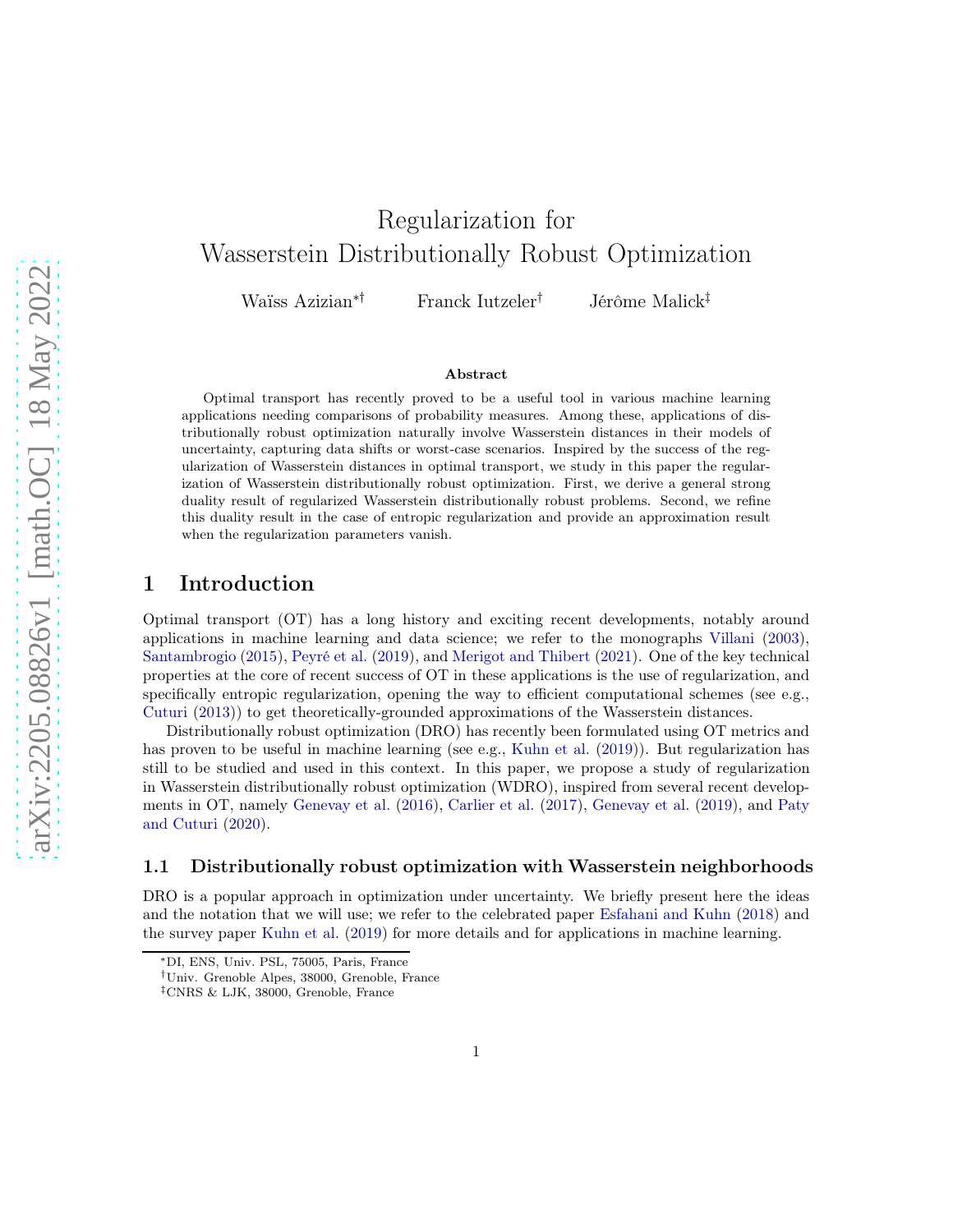# Regularization for Wasserstein Distributionally Robust Optimization

Waïss Azizian[*†] Franck Iutzeler[†] Jérôme Malick[‡]

**Abstract**

Optimal transport has recently proved to be a useful tool in various machine learning applications needing comparisons of probability measures. Among these, applications of distributionally robust optimization naturally involve Wasserstein distances in their models of uncertainty, capturing data shifts or worst-case scenarios. Inspired by the success of the regularization of Wasserstein distances in optimal transport, we study in this paper the regularization of Wasserstein distributionally robust optimization. First, we derive a general strong duality result of regularized Wasserstein distributionally robust problems. Second, we refine this duality result in the case of entropic regularization and provide an approximation result when the regularization parameters vanish.

## 1 Introduction

Optimal transport (OT) has a long history and exciting recent developments, notably around applications in machine learning and data science; we refer to the monographs Villani (2003), Santambrogio (2015), Peyré et al. (2019), and Merigot and Thibert (2021). One of the key technical properties at the core of recent success of OT in these applications is the use of regularization, and specifically entropic regularization, opening the way to efficient computational schemes (see e.g., Cuturi (2013)) to get theoretically-grounded approximations of the Wasserstein distances.

Distributionally robust optimization (DRO) has recently been formulated using OT metrics and has proven to be useful in machine learning (see e.g., Kuhn et al. (2019)). But regularization has still to be studied and used in this context. In this paper, we propose a study of regularization in Wasserstein distributionally robust optimization (WDRO), inspired from several recent developments in OT, namely Genevay et al. (2016), Carlier et al. (2017), Genevay et al. (2019), and Paty and Cuturi (2020).

### 1.1 Distributionally robust optimization with Wasserstein neighborhoods

DRO is a popular approach in optimization under uncertainty. We briefly present here the ideas and the notation that we will use; we refer to the celebrated paper Esfahani and Kuhn (2018) and the survey paper Kuhn et al. (2019) for more details and for applications in machine learning.

[*]DI, ENS, Univ. PSL, 75005, Paris, France

[†]Univ. Grenoble Alpes, 38000, Grenoble, France

[‡]CNRS & LJK, 38000, Grenoble, France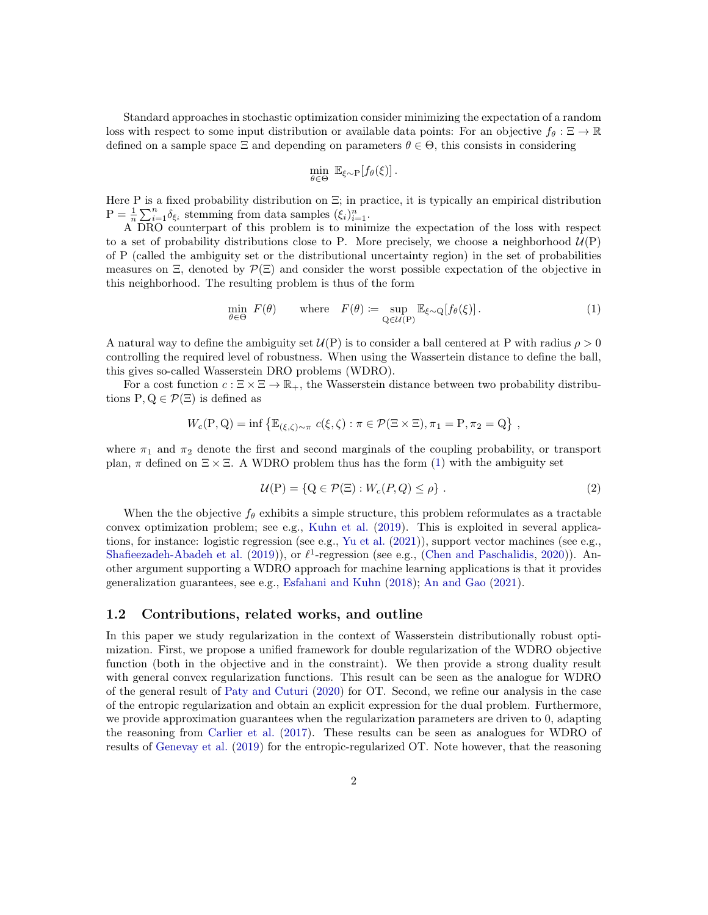Standard approaches in stochastic optimization consider minimizing the expectation of a random loss with respect to some input distribution or available data points: For an objective $f_\theta : \Xi \to \mathbb{R}$ defined on a sample space $\Xi$ and depending on parameters $\theta \in \Theta$, this consists in considering

$$\min_{\theta \in \Theta} \ \mathbb{E}_{\xi \sim \mathrm{P}}[f_\theta(\xi)] \,.$$

Here P is a fixed probability distribution on $\Xi$; in practice, it is typically an empirical distribution $\mathrm{P} = \frac{1}{n}\sum_{i=1}^n \delta_{\xi_i}$ stemming from data samples $(\xi_i)_{i=1}^n$.

A DRO counterpart of this problem is to minimize the expectation of the loss with respect to a set of probability distributions close to P. More precisely, we choose a neighborhood $\mathcal{U}(\mathrm{P})$ of P (called the ambiguity set or the distributional uncertainty region) in the set of probabilities measures on $\Xi$, denoted by $\mathcal{P}(\Xi)$ and consider the worst possible expectation of the objective in this neighborhood. The resulting problem is thus of the form

$$\min_{\theta \in \Theta} \ F(\theta) \qquad \text{where} \quad F(\theta) \coloneqq \sup_{\mathrm{Q} \in \mathcal{U}(\mathrm{P})} \mathbb{E}_{\xi \sim \mathrm{Q}}[f_\theta(\xi)] \,. \tag{1}$$

A natural way to define the ambiguity set $\mathcal{U}(\mathrm{P})$ is to consider a ball centered at P with radius $\rho > 0$ controlling the required level of robustness. When using the Wassertein distance to define the ball, this gives so-called Wasserstein DRO problems (WDRO).

For a cost function $c : \Xi \times \Xi \to \mathbb{R}_+$, the Wasserstein distance between two probability distributions $\mathrm{P}, \mathrm{Q} \in \mathcal{P}(\Xi)$ is defined as

$$W_c(\mathrm{P}, \mathrm{Q}) = \inf \left\{ \mathbb{E}_{(\xi,\zeta)\sim\pi} \ c(\xi, \zeta) : \pi \in \mathcal{P}(\Xi \times \Xi), \pi_1 = \mathrm{P}, \pi_2 = \mathrm{Q} \right\} \,,$$

where $\pi_1$ and $\pi_2$ denote the first and second marginals of the coupling probability, or transport plan, $\pi$ defined on $\Xi \times \Xi$. A WDRO problem thus has the form (1) with the ambiguity set

$$\mathcal{U}(\mathrm{P}) = \left\{ \mathrm{Q} \in \mathcal{P}(\Xi) : W_c(P, Q) \le \rho \right\} \,. \tag{2}$$

When the the objective $f_\theta$ exhibits a simple structure, this problem reformulates as a tractable convex optimization problem; see e.g., Kuhn et al. (2019). This is exploited in several applications, for instance: logistic regression (see e.g., Yu et al. (2021)), support vector machines (see e.g., Shafieezadeh-Abadeh et al. (2019)), or $\ell^1$-regression (see e.g., (Chen and Paschalidis, 2020)). Another argument supporting a WDRO approach for machine learning applications is that it provides generalization guarantees, see e.g., Esfahani and Kuhn (2018); An and Gao (2021).

### 1.2 Contributions, related works, and outline

In this paper we study regularization in the context of Wasserstein distributionally robust optimization. First, we propose a unified framework for double regularization of the WDRO objective function (both in the objective and in the constraint). We then provide a strong duality result with general convex regularization functions. This result can be seen as the analogue for WDRO of the general result of Paty and Cuturi (2020) for OT. Second, we refine our analysis in the case of the entropic regularization and obtain an explicit expression for the dual problem. Furthermore, we provide approximation guarantees when the regularization parameters are driven to 0, adapting the reasoning from Carlier et al. (2017). These results can be seen as analogues for WDRO of results of Genevay et al. (2019) for the entropic-regularized OT. Note however, that the reasoning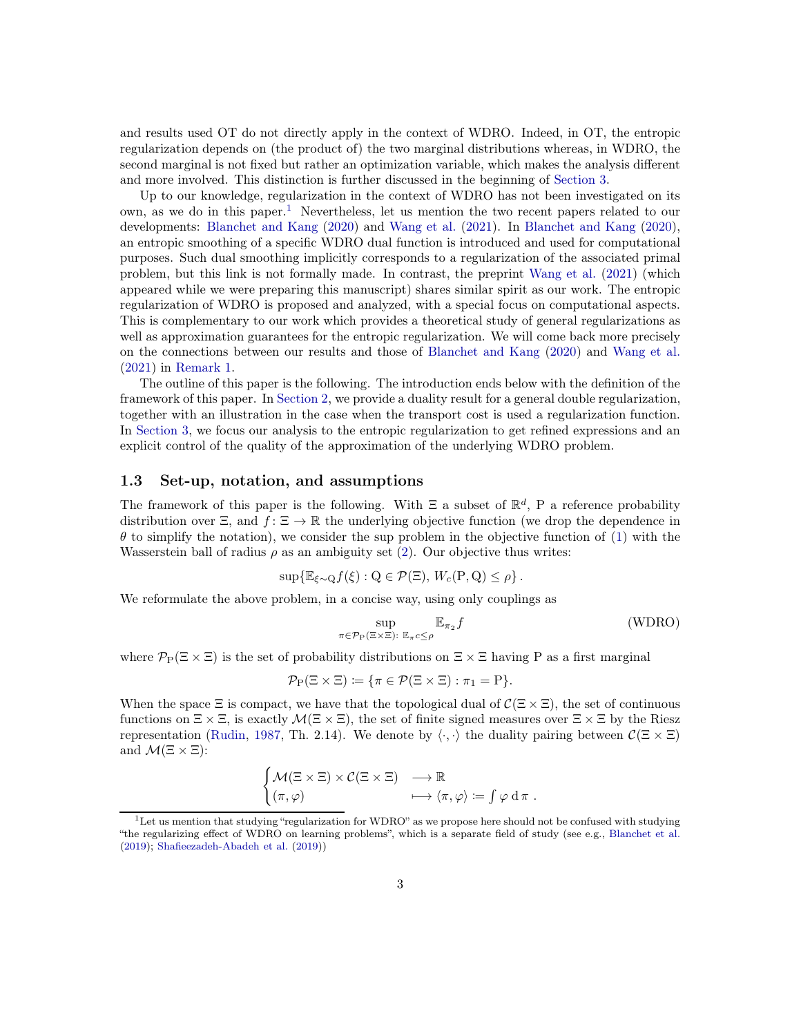and results used OT do not directly apply in the context of WDRO. Indeed, in OT, the entropic regularization depends on (the product of) the two marginal distributions whereas, in WDRO, the second marginal is not fixed but rather an optimization variable, which makes the analysis different and more involved. This distinction is further discussed in the beginning of Section 3.

Up to our knowledge, regularization in the context of WDRO has not been investigated on its own, as we do in this paper.[1] Nevertheless, let us mention the two recent papers related to our developments: Blanchet and Kang (2020) and Wang et al. (2021). In Blanchet and Kang (2020), an entropic smoothing of a specific WDRO dual function is introduced and used for computational purposes. Such dual smoothing implicitly corresponds to a regularization of the associated primal problem, but this link is not formally made. In contrast, the preprint Wang et al. (2021) (which appeared while we were preparing this manuscript) shares similar spirit as our work. The entropic regularization of WDRO is proposed and analyzed, with a special focus on computational aspects. This is complementary to our work which provides a theoretical study of general regularizations as well as approximation guarantees for the entropic regularization. We will come back more precisely on the connections between our results and those of Blanchet and Kang (2020) and Wang et al. (2021) in Remark 1.

The outline of this paper is the following. The introduction ends below with the definition of the framework of this paper. In Section 2, we provide a duality result for a general double regularization, together with an illustration in the case when the transport cost is used a regularization function. In Section 3, we focus our analysis to the entropic regularization to get refined expressions and an explicit control of the quality of the approximation of the underlying WDRO problem.

### 1.3 Set-up, notation, and assumptions

The framework of this paper is the following. With $\Xi$ a subset of $\mathbb{R}^d$, $\mathrm{P}$ a reference probability distribution over $\Xi$, and $f\colon \Xi \to \mathbb{R}$ the underlying objective function (we drop the dependence in $\theta$ to simplify the notation), we consider the sup problem in the objective function of (1) with the Wasserstein ball of radius $\rho$ as an ambiguity set (2). Our objective thus writes:

$$\sup\{\mathbb{E}_{\xi\sim \mathrm{Q}} f(\xi) : \mathrm{Q} \in \mathcal{P}(\Xi),\, W_c(\mathrm{P},\mathrm{Q}) \leq \rho\}\,.$$

We reformulate the above problem, in a concise way, using only couplings as

$$\sup_{\pi\in\mathcal{P}_{\mathrm{P}}(\Xi\times\Xi):\ \mathbb{E}_\pi c\leq\rho} \mathbb{E}_{\pi_2} f \tag{WDRO}$$

where $\mathcal{P}_{\mathrm{P}}(\Xi\times\Xi)$ is the set of probability distributions on $\Xi\times\Xi$ having $\mathrm{P}$ as a first marginal

$$\mathcal{P}_{\mathrm{P}}(\Xi\times\Xi) \coloneqq \{\pi \in \mathcal{P}(\Xi\times\Xi) : \pi_1 = \mathrm{P}\}.$$

When the space $\Xi$ is compact, we have that the topological dual of $\mathcal{C}(\Xi\times\Xi)$, the set of continuous functions on $\Xi\times\Xi$, is exactly $\mathcal{M}(\Xi\times\Xi)$, the set of finite signed measures over $\Xi\times\Xi$ by the Riesz representation (Rudin, 1987, Th. 2.14). We denote by $\langle\cdot,\cdot\rangle$ the duality pairing between $\mathcal{C}(\Xi\times\Xi)$ and $\mathcal{M}(\Xi\times\Xi)$:

$$\begin{cases}\mathcal{M}(\Xi\times\Xi)\times\mathcal{C}(\Xi\times\Xi) & \longrightarrow \mathbb{R}\\ (\pi,\varphi) & \longmapsto \langle\pi,\varphi\rangle \coloneqq \int\varphi\,\mathrm{d}\,\pi\ .\end{cases}$$

[1] Let us mention that studying "regularization for WDRO" as we propose here should not be confused with studying "the regularizing effect of WDRO on learning problems", which is a separate field of study (see e.g., Blanchet et al. (2019); Shafieezadeh-Abadeh et al. (2019))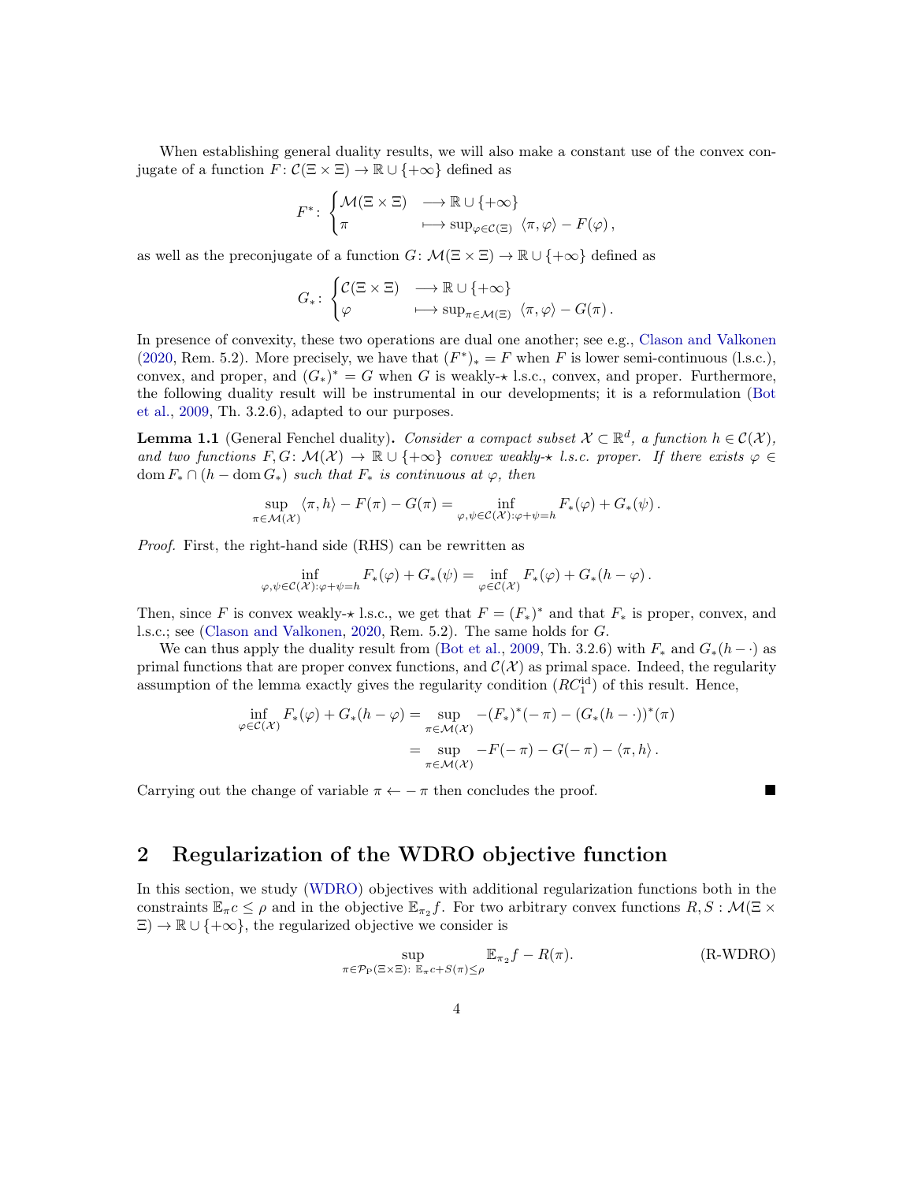When establishing general duality results, we will also make a constant use of the convex conjugate of a function $F\colon \mathcal{C}(\Xi \times \Xi) \to \mathbb{R} \cup \{+\infty\}$ defined as

$$F^*\colon \begin{cases} \mathcal{M}(\Xi \times \Xi) & \longrightarrow \mathbb{R} \cup \{+\infty\} \\ \pi & \longmapsto \sup_{\varphi \in \mathcal{C}(\Xi)} \ \langle \pi, \varphi \rangle - F(\varphi)\,, \end{cases}$$

as well as the preconjugate of a function $G\colon \mathcal{M}(\Xi \times \Xi) \to \mathbb{R} \cup \{+\infty\}$ defined as

$$G_*\colon \begin{cases} \mathcal{C}(\Xi \times \Xi) & \longrightarrow \mathbb{R} \cup \{+\infty\} \\ \varphi & \longmapsto \sup_{\pi \in \mathcal{M}(\Xi)} \ \langle \pi, \varphi \rangle - G(\pi)\,. \end{cases}$$

In presence of convexity, these two operations are dual one another; see e.g., Clason and Valkonen (2020, Rem. 5.2). More precisely, we have that $(F^*)_* = F$ when $F$ is lower semi-continuous (l.s.c.), convex, and proper, and $(G_*)^* = G$ when $G$ is weakly-$\star$ l.s.c., convex, and proper. Furthermore, the following duality result will be instrumental in our developments; it is a reformulation (Bot et al., 2009, Th. 3.2.6), adapted to our purposes.

**Lemma 1.1** (General Fenchel duality)**.** *Consider a compact subset $\mathcal{X} \subset \mathbb{R}^d$, a function $h \in \mathcal{C}(\mathcal{X})$, and two functions $F, G\colon \mathcal{M}(\mathcal{X}) \to \mathbb{R} \cup \{+\infty\}$ convex weakly-$\star$ l.s.c. proper. If there exists $\varphi \in \operatorname{dom} F_* \cap (h - \operatorname{dom} G_*)$ such that $F_*$ is continuous at $\varphi$, then*

$$\sup_{\pi \in \mathcal{M}(\mathcal{X})} \langle \pi, h \rangle - F(\pi) - G(\pi) = \inf_{\varphi, \psi \in \mathcal{C}(\mathcal{X}) : \varphi + \psi = h} F_*(\varphi) + G_*(\psi)\,.$$

*Proof.* First, the right-hand side (RHS) can be rewritten as

$$\inf_{\varphi, \psi \in \mathcal{C}(\mathcal{X}) : \varphi + \psi = h} F_*(\varphi) + G_*(\psi) = \inf_{\varphi \in \mathcal{C}(\mathcal{X})} F_*(\varphi) + G_*(h - \varphi)\,.$$

Then, since $F$ is convex weakly-$\star$ l.s.c., we get that $F = (F_*)^*$ and that $F_*$ is proper, convex, and l.s.c.; see (Clason and Valkonen, 2020, Rem. 5.2). The same holds for $G$.

We can thus apply the duality result from (Bot et al., 2009, Th. 3.2.6) with $F_*$ and $G_*(h - \cdot)$ as primal functions that are proper convex functions, and $\mathcal{C}(\mathcal{X})$ as primal space. Indeed, the regularity assumption of the lemma exactly gives the regularity condition $(RC_1^{\text{id}})$ of this result. Hence,

$$\begin{aligned} \inf_{\varphi \in \mathcal{C}(\mathcal{X})} F_*(\varphi) + G_*(h - \varphi) &= \sup_{\pi \in \mathcal{M}(\mathcal{X})} -(F_*)^*(-\pi) - (G_*(h - \cdot))^*(\pi) \\ &= \sup_{\pi \in \mathcal{M}(\mathcal{X})} -F(-\pi) - G(-\pi) - \langle \pi, h \rangle\,. \end{aligned}$$

Carrying out the change of variable $\pi \leftarrow -\pi$ then concludes the proof. ∎

## 2 Regularization of the WDRO objective function

In this section, we study (WDRO) objectives with additional regularization functions both in the constraints $\mathbb{E}_\pi c \leq \rho$ and in the objective $\mathbb{E}_{\pi_2} f$. For two arbitrary convex functions $R, S : \mathcal{M}(\Xi \times \Xi) \to \mathbb{R} \cup \{+\infty\}$, the regularized objective we consider is

$$\sup_{\pi \in \mathcal{P}_{\mathrm{P}}(\Xi \times \Xi) \colon \mathbb{E}_\pi c + S(\pi) \leq \rho} \mathbb{E}_{\pi_2} f - R(\pi). \tag{R-WDRO}$$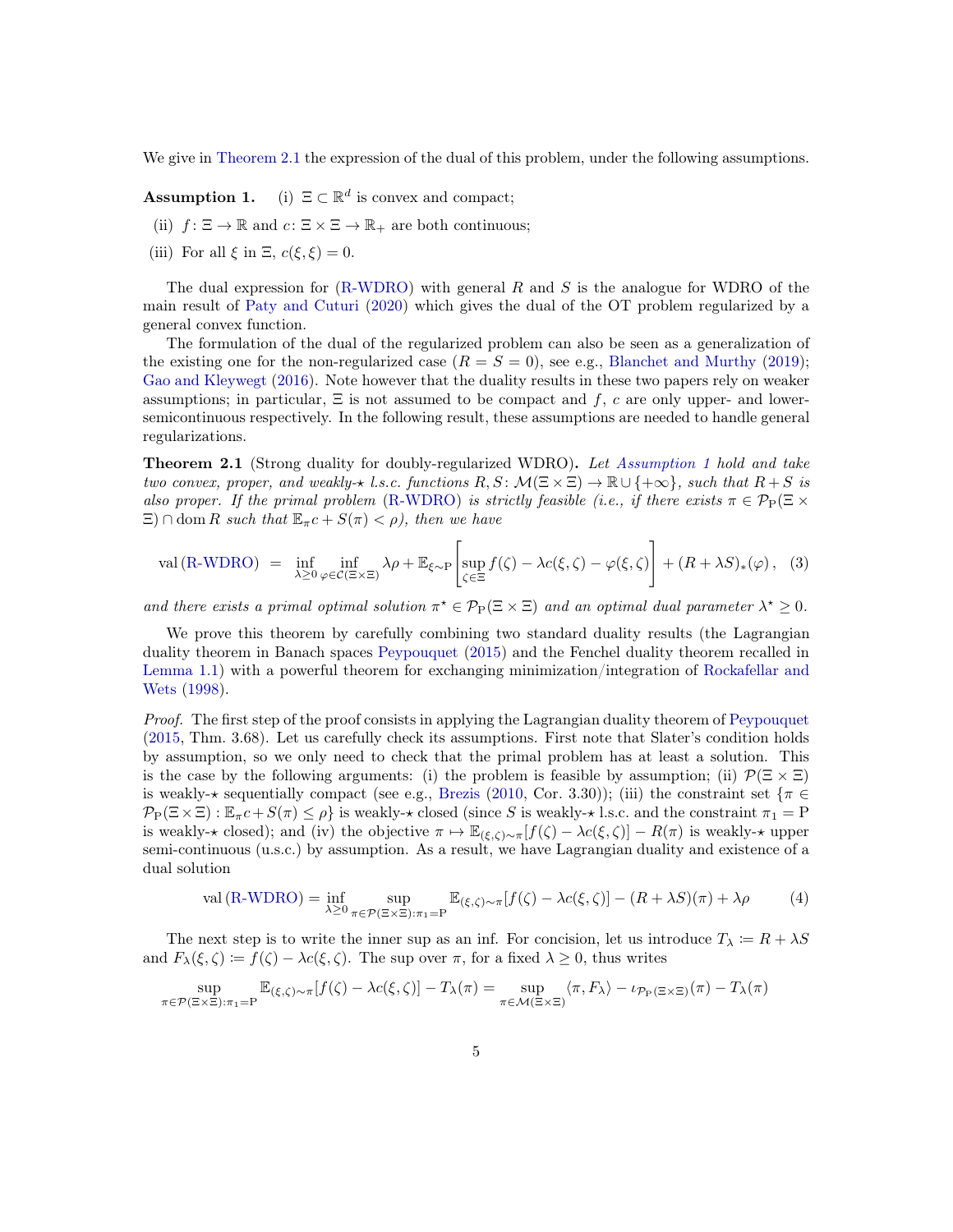We give in Theorem 2.1 the expression of the dual of this problem, under the following assumptions.

**Assumption 1.** (i) $\Xi \subset \mathbb{R}^d$ is convex and compact;

(ii) $f\colon \Xi \to \mathbb{R}$ and $c\colon \Xi \times \Xi \to \mathbb{R}_+$ are both continuous;

(iii) For all $\xi$ in $\Xi$, $c(\xi, \xi) = 0$.

The dual expression for (R-WDRO) with general $R$ and $S$ is the analogue for WDRO of the main result of Paty and Cuturi (2020) which gives the dual of the OT problem regularized by a general convex function.

The formulation of the dual of the regularized problem can also be seen as a generalization of the existing one for the non-regularized case ($R = S = 0$), see e.g., Blanchet and Murthy (2019); Gao and Kleywegt (2016). Note however that the duality results in these two papers rely on weaker assumptions; in particular, $\Xi$ is not assumed to be compact and $f$, $c$ are only upper- and lower-semicontinuous respectively. In the following result, these assumptions are needed to handle general regularizations.

**Theorem 2.1** (Strong duality for doubly-regularized WDRO)**.** *Let Assumption 1 hold and take two convex, proper, and weakly-$\star$ l.s.c. functions $R, S\colon \mathcal{M}(\Xi \times \Xi) \to \mathbb{R} \cup \{+\infty\}$, such that $R + S$ is also proper. If the primal problem (R-WDRO) is strictly feasible (i.e., if there exists $\pi \in \mathcal{P}_{\mathrm{P}}(\Xi \times \Xi) \cap \operatorname{dom} R$ such that $\mathbb{E}_\pi c + S(\pi) < \rho$), then we have*

$$
\operatorname{val}(\text{R-WDRO}) \;=\; \inf_{\lambda \geq 0} \inf_{\varphi \in \mathcal{C}(\Xi \times \Xi)} \lambda\rho + \mathbb{E}_{\xi \sim \mathrm{P}}\left[\sup_{\zeta \in \Xi} f(\zeta) - \lambda c(\xi, \zeta) - \varphi(\xi, \zeta)\right] + (R + \lambda S)_*(\varphi)\,, \quad (3)
$$

*and there exists a primal optimal solution $\pi^\star \in \mathcal{P}_{\mathrm{P}}(\Xi \times \Xi)$ and an optimal dual parameter $\lambda^\star \geq 0$.*

We prove this theorem by carefully combining two standard duality results (the Lagrangian duality theorem in Banach spaces Peypouquet (2015) and the Fenchel duality theorem recalled in Lemma 1.1) with a powerful theorem for exchanging minimization/integration of Rockafellar and Wets (1998).

*Proof.* The first step of the proof consists in applying the Lagrangian duality theorem of Peypouquet (2015, Thm. 3.68). Let us carefully check its assumptions. First note that Slater's condition holds by assumption, so we only need to check that the primal problem has at least a solution. This is the case by the following arguments: (i) the problem is feasible by assumption; (ii) $\mathcal{P}(\Xi \times \Xi)$ is weakly-$\star$ sequentially compact (see e.g., Brezis (2010, Cor. 3.30)); (iii) the constraint set $\{\pi \in \mathcal{P}_{\mathrm{P}}(\Xi \times \Xi) : \mathbb{E}_\pi c + S(\pi) \leq \rho\}$ is weakly-$\star$ closed (since $S$ is weakly-$\star$ l.s.c. and the constraint $\pi_1 = \mathrm{P}$ is weakly-$\star$ closed); and (iv) the objective $\pi \mapsto \mathbb{E}_{(\xi,\zeta)\sim\pi}[f(\zeta) - \lambda c(\xi, \zeta)] - R(\pi)$ is weakly-$\star$ upper semi-continuous (u.s.c.) by assumption. As a result, we have Lagrangian duality and existence of a dual solution

$$
\operatorname{val}(\text{R-WDRO}) = \inf_{\lambda \geq 0} \sup_{\pi \in \mathcal{P}(\Xi \times \Xi) : \pi_1 = \mathrm{P}} \mathbb{E}_{(\xi,\zeta)\sim\pi}[f(\zeta) - \lambda c(\xi, \zeta)] - (R + \lambda S)(\pi) + \lambda\rho \quad (4)
$$

The next step is to write the inner sup as an inf. For concision, let us introduce $T_\lambda \coloneqq R + \lambda S$ and $F_\lambda(\xi, \zeta) \coloneqq f(\zeta) - \lambda c(\xi, \zeta)$. The sup over $\pi$, for a fixed $\lambda \geq 0$, thus writes

$$
\sup_{\pi \in \mathcal{P}(\Xi \times \Xi) : \pi_1 = \mathrm{P}} \mathbb{E}_{(\xi,\zeta)\sim\pi}[f(\zeta) - \lambda c(\xi, \zeta)] - T_\lambda(\pi) = \sup_{\pi \in \mathcal{M}(\Xi \times \Xi)} \langle \pi, F_\lambda \rangle - \iota_{\mathcal{P}_{\mathrm{P}}(\Xi \times \Xi)}(\pi) - T_\lambda(\pi)
$$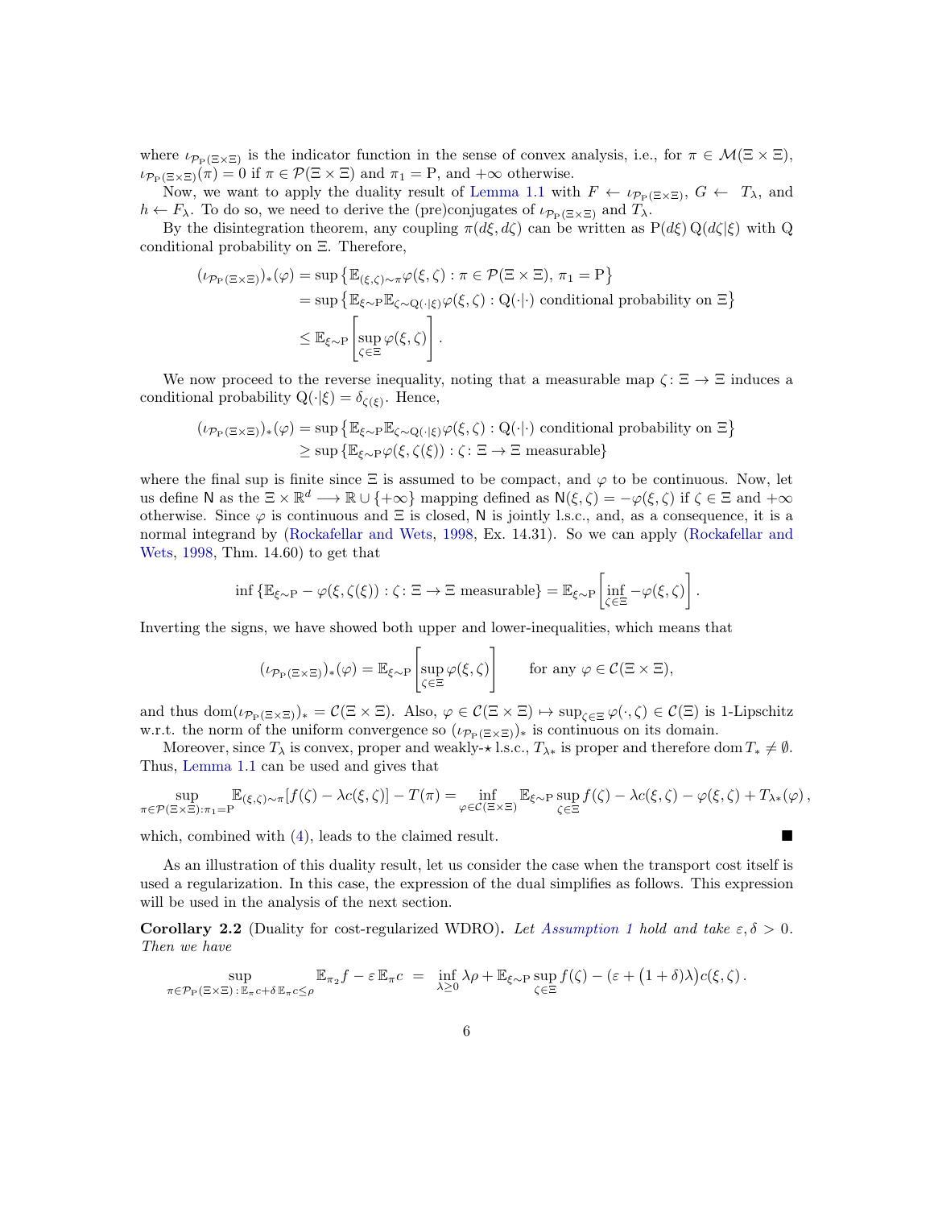where $\iota_{\mathcal{P}_{\mathrm{P}}(\Xi\times\Xi)}$ is the indicator function in the sense of convex analysis, i.e., for $\pi \in \mathcal{M}(\Xi\times\Xi)$, $\iota_{\mathcal{P}_{\mathrm{P}}(\Xi\times\Xi)}(\pi) = 0$ if $\pi \in \mathcal{P}(\Xi\times\Xi)$ and $\pi_1 = \mathrm{P}$, and $+\infty$ otherwise.

Now, we want to apply the duality result of Lemma 1.1 with $F \leftarrow \iota_{\mathcal{P}_{\mathrm{P}}(\Xi\times\Xi)}$, $G \leftarrow T_\lambda$, and $h \leftarrow F_\lambda$. To do so, we need to derive the (pre)conjugates of $\iota_{\mathcal{P}_{\mathrm{P}}(\Xi\times\Xi)}$ and $T_\lambda$.

By the disintegration theorem, any coupling $\pi(d\xi, d\zeta)$ can be written as $\mathrm{P}(d\xi)\,\mathrm{Q}(d\zeta|\xi)$ with Q conditional probability on $\Xi$. Therefore,

$$
\begin{aligned}
(\iota_{\mathcal{P}_{\mathrm{P}}(\Xi\times\Xi)})_*(\varphi) &= \sup\left\{\mathbb{E}_{(\xi,\zeta)\sim\pi}\varphi(\xi,\zeta) : \pi\in\mathcal{P}(\Xi\times\Xi),\ \pi_1 = \mathrm{P}\right\}\\
&= \sup\left\{\mathbb{E}_{\xi\sim\mathrm{P}}\mathbb{E}_{\zeta\sim\mathrm{Q}(\cdot|\xi)}\varphi(\xi,\zeta) : \mathrm{Q}(\cdot|\cdot) \text{ conditional probability on } \Xi\right\}\\
&\le \mathbb{E}_{\xi\sim\mathrm{P}}\left[\sup_{\zeta\in\Xi}\varphi(\xi,\zeta)\right].
\end{aligned}
$$

We now proceed to the reverse inequality, noting that a measurable map $\zeta\colon \Xi\to\Xi$ induces a conditional probability $\mathrm{Q}(\cdot|\xi) = \delta_{\zeta(\xi)}$. Hence,

$$
\begin{aligned}
(\iota_{\mathcal{P}_{\mathrm{P}}(\Xi\times\Xi)})_*(\varphi) &= \sup\left\{\mathbb{E}_{\xi\sim\mathrm{P}}\mathbb{E}_{\zeta\sim\mathrm{Q}(\cdot|\xi)}\varphi(\xi,\zeta) : \mathrm{Q}(\cdot|\cdot) \text{ conditional probability on } \Xi\right\}\\
&\ge \sup\left\{\mathbb{E}_{\xi\sim\mathrm{P}}\varphi(\xi,\zeta(\xi)) : \zeta\colon\Xi\to\Xi \text{ measurable}\right\}
\end{aligned}
$$

where the final sup is finite since $\Xi$ is assumed to be compact, and $\varphi$ to be continuous. Now, let us define $\mathsf{N}$ as the $\Xi\times\mathbb{R}^d \longrightarrow \mathbb{R}\cup\{+\infty\}$ mapping defined as $\mathsf{N}(\xi,\zeta) = -\varphi(\xi,\zeta)$ if $\zeta\in\Xi$ and $+\infty$ otherwise. Since $\varphi$ is continuous and $\Xi$ is closed, $\mathsf{N}$ is jointly l.s.c., and, as a consequence, it is a normal integrand by (Rockafellar and Wets, 1998, Ex. 14.31). So we can apply (Rockafellar and Wets, 1998, Thm. 14.60) to get that

$$
\inf\left\{\mathbb{E}_{\xi\sim\mathrm{P}} - \varphi(\xi,\zeta(\xi)) : \zeta\colon\Xi\to\Xi \text{ measurable}\right\} = \mathbb{E}_{\xi\sim\mathrm{P}}\left[\inf_{\zeta\in\Xi} -\varphi(\xi,\zeta)\right].
$$

Inverting the signs, we have showed both upper and lower-inequalities, which means that

$$
(\iota_{\mathcal{P}_{\mathrm{P}}(\Xi\times\Xi)})_*(\varphi) = \mathbb{E}_{\xi\sim\mathrm{P}}\left[\sup_{\zeta\in\Xi}\varphi(\xi,\zeta)\right] \qquad \text{for any } \varphi\in\mathcal{C}(\Xi\times\Xi),
$$

and thus $\mathrm{dom}(\iota_{\mathcal{P}_{\mathrm{P}}(\Xi\times\Xi)})_* = \mathcal{C}(\Xi\times\Xi)$. Also, $\varphi\in\mathcal{C}(\Xi\times\Xi)\mapsto \sup_{\zeta\in\Xi}\varphi(\cdot,\zeta)\in\mathcal{C}(\Xi)$ is 1-Lipschitz w.r.t. the norm of the uniform convergence so $(\iota_{\mathcal{P}_{\mathrm{P}}(\Xi\times\Xi)})_*$ is continuous on its domain.

Moreover, since $T_\lambda$ is convex, proper and weakly-$\star$ l.s.c., $T_{\lambda *}$ is proper and therefore $\mathrm{dom}\,T_* \neq \emptyset$. Thus, Lemma 1.1 can be used and gives that

$$
\sup_{\pi\in\mathcal{P}(\Xi\times\Xi):\pi_1=\mathrm{P}} \mathbb{E}_{(\xi,\zeta)\sim\pi}[f(\zeta) - \lambda c(\xi,\zeta)] - T(\pi) = \inf_{\varphi\in\mathcal{C}(\Xi\times\Xi)} \mathbb{E}_{\xi\sim\mathrm{P}}\sup_{\zeta\in\Xi} f(\zeta) - \lambda c(\xi,\zeta) - \varphi(\xi,\zeta) + T_{\lambda *}(\varphi),
$$

which, combined with (4), leads to the claimed result. ■

As an illustration of this duality result, let us consider the case when the transport cost itself is used a regularization. In this case, the expression of the dual simplifies as follows. This expression will be used in the analysis of the next section.

**Corollary 2.2** (Duality for cost-regularized WDRO)**.** *Let Assumption 1 hold and take $\varepsilon, \delta > 0$. Then we have*

$$
\sup_{\pi\in\mathcal{P}_{\mathrm{P}}(\Xi\times\Xi)\,:\,\mathbb{E}_\pi c + \delta\,\mathbb{E}_\pi c \le \rho} \mathbb{E}_{\pi_2} f - \varepsilon\,\mathbb{E}_\pi c \;=\; \inf_{\lambda\ge 0} \lambda\rho + \mathbb{E}_{\xi\sim\mathrm{P}}\sup_{\zeta\in\Xi} f(\zeta) - \big(\varepsilon + \big(1+\delta\big)\lambda\big)c(\xi,\zeta)\,.
$$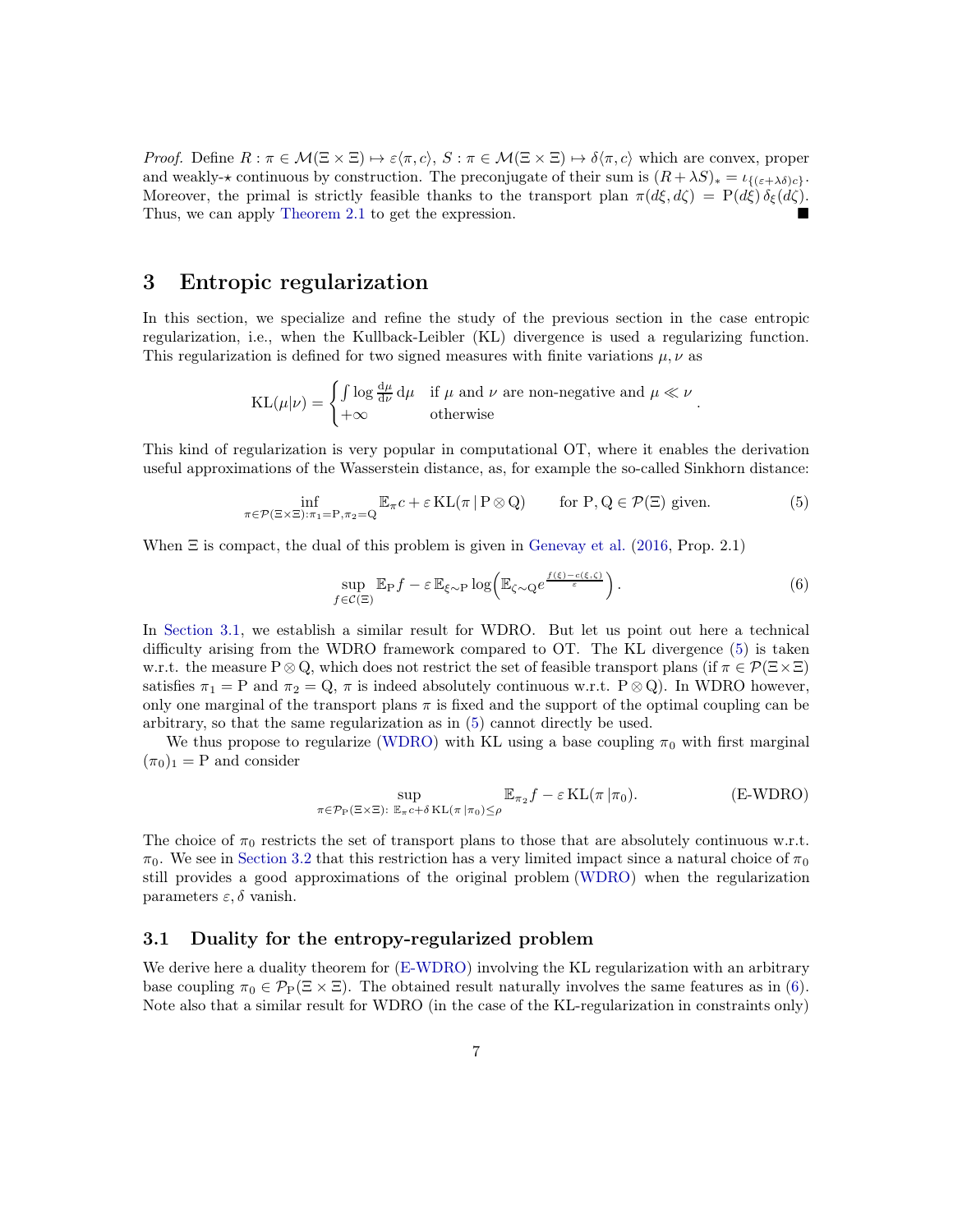*Proof.* Define $R : \pi \in \mathcal{M}(\Xi \times \Xi) \mapsto \varepsilon\langle \pi, c\rangle$, $S : \pi \in \mathcal{M}(\Xi \times \Xi) \mapsto \delta\langle \pi, c\rangle$ which are convex, proper and weakly-$\star$ continuous by construction. The preconjugate of their sum is $(R + \lambda S)_* = \iota_{\{(\varepsilon+\lambda\delta)c\}}$. Moreover, the primal is strictly feasible thanks to the transport plan $\pi(d\xi, d\zeta) = \mathrm{P}(d\xi)\,\delta_\xi(d\zeta)$. Thus, we can apply Theorem 2.1 to get the expression. ■

# 3 Entropic regularization

In this section, we specialize and refine the study of the previous section in the case entropic regularization, i.e., when the Kullback-Leibler (KL) divergence is used a regularizing function. This regularization is defined for two signed measures with finite variations $\mu, \nu$ as

$$\mathrm{KL}(\mu|\nu) = \begin{cases} \int \log \frac{\mathrm{d}\mu}{\mathrm{d}\nu}\,\mathrm{d}\mu & \text{if } \mu \text{ and } \nu \text{ are non-negative and } \mu \ll \nu \\ +\infty & \text{otherwise} \end{cases}.$$

This kind of regularization is very popular in computational OT, where it enables the derivation useful approximations of the Wasserstein distance, as, for example the so-called Sinkhorn distance:

$$\inf_{\pi \in \mathcal{P}(\Xi\times\Xi):\pi_1 = \mathrm{P}, \pi_2 = \mathrm{Q}} \mathbb{E}_\pi c + \varepsilon\,\mathrm{KL}(\pi\,|\,\mathrm{P}\otimes\mathrm{Q}) \qquad \text{for } \mathrm{P}, \mathrm{Q} \in \mathcal{P}(\Xi) \text{ given.} \tag{5}$$

When $\Xi$ is compact, the dual of this problem is given in Genevay et al. (2016, Prop. 2.1)

$$\sup_{f \in \mathcal{C}(\Xi)} \mathbb{E}_{\mathrm{P}} f - \varepsilon\,\mathbb{E}_{\xi\sim\mathrm{P}} \log\Big(\mathbb{E}_{\zeta\sim\mathrm{Q}} e^{\frac{f(\xi)-c(\xi,\zeta)}{\varepsilon}}\Big). \tag{6}$$

In Section 3.1, we establish a similar result for WDRO. But let us point out here a technical difficulty arising from the WDRO framework compared to OT. The KL divergence (5) is taken w.r.t. the measure $\mathrm{P}\otimes\mathrm{Q}$, which does not restrict the set of feasible transport plans (if $\pi \in \mathcal{P}(\Xi\times\Xi)$ satisfies $\pi_1 = \mathrm{P}$ and $\pi_2 = \mathrm{Q}$, $\pi$ is indeed absolutely continuous w.r.t. $\mathrm{P}\otimes\mathrm{Q}$). In WDRO however, only one marginal of the transport plans $\pi$ is fixed and the support of the optimal coupling can be arbitrary, so that the same regularization as in (5) cannot directly be used.

We thus propose to regularize (WDRO) with KL using a base coupling $\pi_0$ with first marginal $(\pi_0)_1 = \mathrm{P}$ and consider

$$\sup_{\pi \in \mathcal{P}_{\mathrm{P}}(\Xi\times\Xi):\ \mathbb{E}_\pi c + \delta\,\mathrm{KL}(\pi\,|\pi_0) \le \rho} \mathbb{E}_{\pi_2} f - \varepsilon\,\mathrm{KL}(\pi\,|\pi_0). \tag{E-WDRO}$$

The choice of $\pi_0$ restricts the set of transport plans to those that are absolutely continuous w.r.t. $\pi_0$. We see in Section 3.2 that this restriction has a very limited impact since a natural choice of $\pi_0$ still provides a good approximations of the original problem (WDRO) when the regularization parameters $\varepsilon, \delta$ vanish.

## 3.1 Duality for the entropy-regularized problem

We derive here a duality theorem for (E-WDRO) involving the KL regularization with an arbitrary base coupling $\pi_0 \in \mathcal{P}_{\mathrm{P}}(\Xi \times \Xi)$. The obtained result naturally involves the same features as in (6). Note also that a similar result for WDRO (in the case of the KL-regularization in constraints only)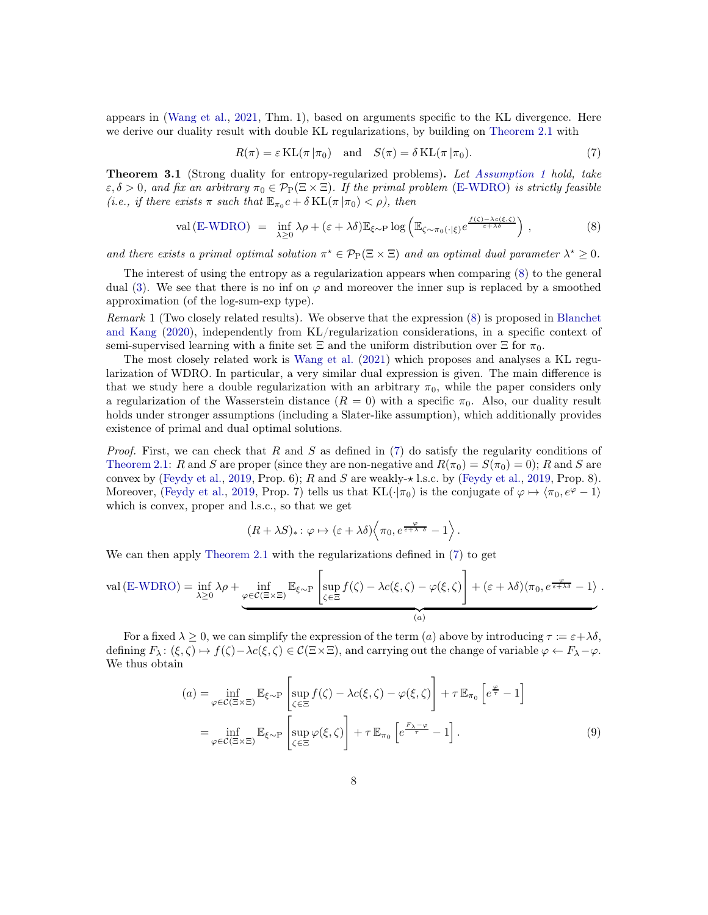appears in (Wang et al., 2021, Thm. 1), based on arguments specific to the KL divergence. Here we derive our duality result with double KL regularizations, by building on Theorem 2.1 with

$$R(\pi) = \varepsilon \operatorname{KL}(\pi \,|\, \pi_0) \quad \text{and} \quad S(\pi) = \delta \operatorname{KL}(\pi \,|\, \pi_0). \tag{7}$$

**Theorem 3.1** (Strong duality for entropy-regularized problems)**.** *Let Assumption 1 hold, take $\varepsilon, \delta > 0$, and fix an arbitrary $\pi_0 \in \mathcal{P}_{\mathrm{P}}(\Xi \times \Xi)$. If the primal problem (E-WDRO) is strictly feasible (i.e., if there exists $\pi$ such that $\mathbb{E}_{\pi_0} c + \delta \operatorname{KL}(\pi \,|\, \pi_0) < \rho$), then*

$$\operatorname{val}(\text{E-WDRO}) \;=\; \inf_{\lambda \geq 0} \lambda\rho + (\varepsilon + \lambda\delta)\mathbb{E}_{\xi\sim \mathrm{P}} \log\left(\mathbb{E}_{\zeta\sim\pi_0(\cdot|\xi)} e^{\frac{f(\zeta) - \lambda c(\xi,\zeta)}{\varepsilon + \lambda\delta}}\right), \tag{8}$$

*and there exists a primal optimal solution $\pi^\star \in \mathcal{P}_{\mathrm{P}}(\Xi \times \Xi)$ and an optimal dual parameter $\lambda^\star \geq 0$.*

The interest of using the entropy as a regularization appears when comparing (8) to the general dual (3). We see that there is no inf on $\varphi$ and moreover the inner sup is replaced by a smoothed approximation (of the log-sum-exp type).

*Remark* 1 (Two closely related results). We observe that the expression (8) is proposed in Blanchet and Kang (2020), independently from KL/regularization considerations, in a specific context of semi-supervised learning with a finite set $\Xi$ and the uniform distribution over $\Xi$ for $\pi_0$.

The most closely related work is Wang et al. (2021) which proposes and analyses a KL regularization of WDRO. In particular, a very similar dual expression is given. The main difference is that we study here a double regularization with an arbitrary $\pi_0$, while the paper considers only a regularization of the Wasserstein distance ($R = 0$) with a specific $\pi_0$. Also, our duality result holds under stronger assumptions (including a Slater-like assumption), which additionally provides existence of primal and dual optimal solutions.

*Proof.* First, we can check that $R$ and $S$ as defined in (7) do satisfy the regularity conditions of Theorem 2.1: $R$ and $S$ are proper (since they are non-negative and $R(\pi_0) = S(\pi_0) = 0$); $R$ and $S$ are convex by (Feydy et al., 2019, Prop. 6); $R$ and $S$ are weakly-$\star$ l.s.c. by (Feydy et al., 2019, Prop. 8). Moreover, (Feydy et al., 2019, Prop. 7) tells us that $\operatorname{KL}(\cdot|\pi_0)$ is the conjugate of $\varphi \mapsto \langle \pi_0, e^{\varphi} - 1\rangle$ which is convex, proper and l.s.c., so that we get

$$(R + \lambda S)_* \colon \varphi \mapsto (\varepsilon + \lambda\delta)\Big\langle \pi_0, e^{\frac{\varphi}{\varepsilon + \lambda\ \delta}} - 1\Big\rangle.$$

We can then apply Theorem 2.1 with the regularizations defined in (7) to get

$$\operatorname{val}(\text{E-WDRO}) = \inf_{\lambda\geq 0} \lambda\rho + \underbrace{\inf_{\varphi\in\mathcal{C}(\Xi\times\Xi)} \mathbb{E}_{\xi\sim\mathrm{P}}\left[\sup_{\zeta\in\Xi} f(\zeta) - \lambda c(\xi,\zeta) - \varphi(\xi,\zeta)\right] + (\varepsilon + \lambda\delta)\langle \pi_0, e^{\frac{\varphi}{\varepsilon+\lambda\delta}} - 1\rangle}_{(a)}.$$

For a fixed $\lambda \geq 0$, we can simplify the expression of the term $(a)$ above by introducing $\tau := \varepsilon + \lambda\delta$, defining $F_\lambda \colon (\xi, \zeta) \mapsto f(\zeta) - \lambda c(\xi, \zeta) \in \mathcal{C}(\Xi\times\Xi)$, and carrying out the change of variable $\varphi \leftarrow F_\lambda - \varphi$. We thus obtain

$$\begin{aligned}
(a) &= \inf_{\varphi\in\mathcal{C}(\Xi\times\Xi)} \mathbb{E}_{\xi\sim\mathrm{P}}\left[\sup_{\zeta\in\Xi} f(\zeta) - \lambda c(\xi,\zeta) - \varphi(\xi,\zeta)\right] + \tau\,\mathbb{E}_{\pi_0}\left[e^{\frac{\varphi}{\tau}} - 1\right] \\
&= \inf_{\varphi\in\mathcal{C}(\Xi\times\Xi)} \mathbb{E}_{\xi\sim\mathrm{P}}\left[\sup_{\zeta\in\Xi} \varphi(\xi,\zeta)\right] + \tau\,\mathbb{E}_{\pi_0}\left[e^{\frac{F_\lambda - \varphi}{\tau}} - 1\right].
\end{aligned} \tag{9}$$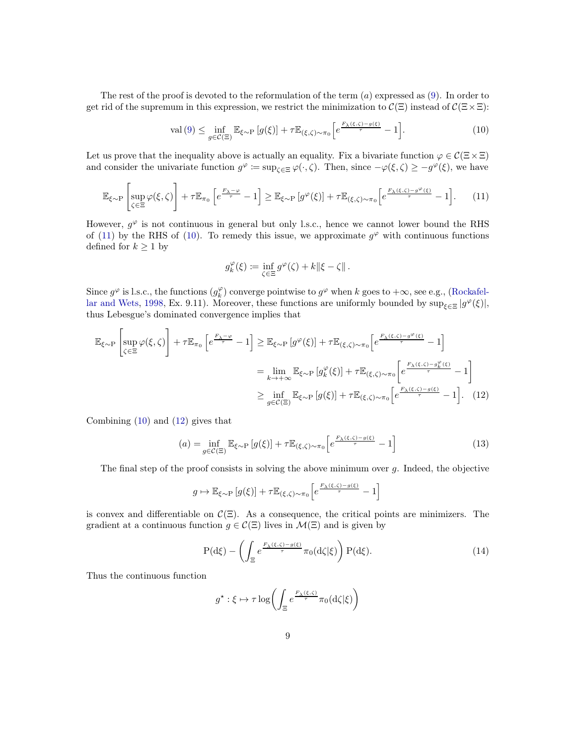The rest of the proof is devoted to the reformulation of the term $(a)$ expressed as (9). In order to get rid of the supremum in this expression, we restrict the minimization to $\mathcal{C}(\Xi)$ instead of $\mathcal{C}(\Xi \times \Xi)$:

$$\mathrm{val}\,(9) \le \inf_{g \in \mathcal{C}(\Xi)} \mathbb{E}_{\xi \sim \mathrm{P}}\left[g(\xi)\right] + \tau \mathbb{E}_{(\xi,\zeta)\sim\pi_0}\Big[e^{\frac{F_\lambda(\xi,\zeta)-g(\xi)}{\tau}} - 1\Big]. \tag{10}$$

Let us prove that the inequality above is actually an equality. Fix a bivariate function $\varphi \in \mathcal{C}(\Xi \times \Xi)$ and consider the univariate function $g^\varphi \coloneqq \sup_{\zeta\in\Xi} \varphi(\cdot,\zeta)$. Then, since $-\varphi(\xi,\zeta) \ge -g^\varphi(\xi)$, we have

$$\mathbb{E}_{\xi\sim\mathrm{P}}\left[\sup_{\zeta\in\Xi}\varphi(\xi,\zeta)\right] + \tau\mathbb{E}_{\pi_0}\left[e^{\frac{F_\lambda-\varphi}{\tau}}-1\right] \ge \mathbb{E}_{\xi\sim\mathrm{P}}\left[g^\varphi(\xi)\right] + \tau\mathbb{E}_{(\xi,\zeta)\sim\pi_0}\Big[e^{\frac{F_\lambda(\xi,\zeta)-g^\varphi(\xi)}{\tau}}-1\Big]. \tag{11}$$

However, $g^\varphi$ is not continuous in general but only l.s.c., hence we cannot lower bound the RHS of (11) by the RHS of (10). To remedy this issue, we approximate $g^\varphi$ with continuous functions defined for $k \ge 1$ by

$$g_k^\varphi(\xi) \coloneqq \inf_{\zeta\in\Xi} g^\varphi(\zeta) + k\|\xi-\zeta\|\,.$$

Since $g^\varphi$ is l.s.c., the functions $(g_k^\varphi)$ converge pointwise to $g^\varphi$ when $k$ goes to $+\infty$, see e.g., (Rockafellar and Wets, 1998, Ex. 9.11). Moreover, these functions are uniformly bounded by $\sup_{\xi\in\Xi}|g^\varphi(\xi)|$, thus Lebesgue's dominated convergence implies that

$$\begin{aligned}
\mathbb{E}_{\xi\sim\mathrm{P}}\left[\sup_{\zeta\in\Xi}\varphi(\xi,\zeta)\right] + \tau\mathbb{E}_{\pi_0}\left[e^{\frac{F_\lambda-\varphi}{\tau}}-1\right] &\ge \mathbb{E}_{\xi\sim\mathrm{P}}\left[g^\varphi(\xi)\right] + \tau\mathbb{E}_{(\xi,\zeta)\sim\pi_0}\Big[e^{\frac{F_\lambda(\xi,\zeta)-g^\varphi(\xi)}{\tau}}-1\Big] \\
&= \lim_{k\to+\infty}\mathbb{E}_{\xi\sim\mathrm{P}}\left[g_k^\varphi(\xi)\right] + \tau\mathbb{E}_{(\xi,\zeta)\sim\pi_0}\left[e^{\frac{F_\lambda(\xi,\zeta)-g_k^\varphi(\xi)}{\tau}}-1\right] \\
&\ge \inf_{g\in\mathcal{C}(\Xi)}\mathbb{E}_{\xi\sim\mathrm{P}}\left[g(\xi)\right] + \tau\mathbb{E}_{(\xi,\zeta)\sim\pi_0}\Big[e^{\frac{F_\lambda(\xi,\zeta)-g(\xi)}{\tau}}-1\Big].
\end{aligned} \tag{12}$$

Combining (10) and (12) gives that

$$(a) = \inf_{g\in\mathcal{C}(\Xi)}\mathbb{E}_{\xi\sim\mathrm{P}}\left[g(\xi)\right] + \tau\mathbb{E}_{(\xi,\zeta)\sim\pi_0}\Big[e^{\frac{F_\lambda(\xi,\zeta)-g(\xi)}{\tau}}-1\Big] \tag{13}$$

The final step of the proof consists in solving the above minimum over $g$. Indeed, the objective

$$g \mapsto \mathbb{E}_{\xi\sim\mathrm{P}}\left[g(\xi)\right] + \tau\mathbb{E}_{(\xi,\zeta)\sim\pi_0}\Big[e^{\frac{F_\lambda(\xi,\zeta)-g(\xi)}{\tau}}-1\Big]$$

is convex and differentiable on $\mathcal{C}(\Xi)$. As a consequence, the critical points are minimizers. The gradient at a continuous function $g \in \mathcal{C}(\Xi)$ lives in $\mathcal{M}(\Xi)$ and is given by

$$\mathrm{P}(\mathrm{d}\xi) - \left(\int_\Xi e^{\frac{F_\lambda(\xi,\zeta)-g(\xi)}{\tau}}\pi_0(\mathrm{d}\zeta|\xi)\right)\mathrm{P}(\mathrm{d}\xi). \tag{14}$$

Thus the continuous function

$$g^\star : \xi \mapsto \tau\log\left(\int_\Xi e^{\frac{F_\lambda(\xi,\zeta)}{\tau}}\pi_0(\mathrm{d}\zeta|\xi)\right)$$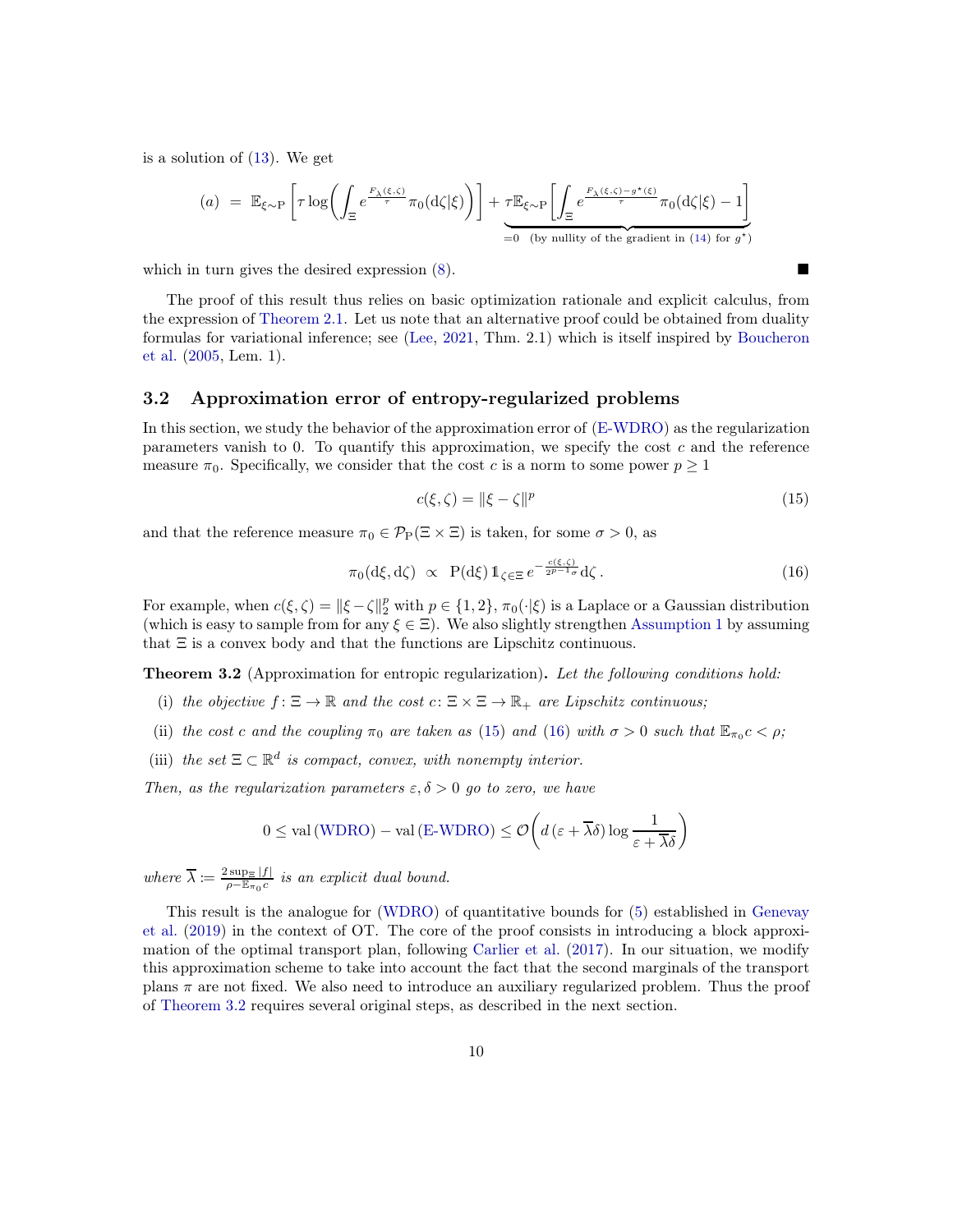is a solution of (13). We get

$$(a) \;=\; \mathbb{E}_{\xi\sim \mathrm{P}}\left[\tau \log\left(\int_{\Xi} e^{\frac{F_\lambda(\xi,\zeta)}{\tau}}\pi_0(\mathrm{d}\zeta|\xi)\right)\right] + \underbrace{\tau\mathbb{E}_{\xi\sim\mathrm{P}}\left[\int_{\Xi} e^{\frac{F_\lambda(\xi,\zeta)-g^\star(\xi)}{\tau}}\pi_0(\mathrm{d}\zeta|\xi) - 1\right]}_{=0 \quad \text{(by nullity of the gradient in (14) for } g^\star)}$$

which in turn gives the desired expression (8). ■

The proof of this result thus relies on basic optimization rationale and explicit calculus, from the expression of Theorem 2.1. Let us note that an alternative proof could be obtained from duality formulas for variational inference; see (Lee, 2021, Thm. 2.1) which is itself inspired by Boucheron et al. (2005, Lem. 1).

### 3.2 Approximation error of entropy-regularized problems

In this section, we study the behavior of the approximation error of (E-WDRO) as the regularization parameters vanish to 0. To quantify this approximation, we specify the cost $c$ and the reference measure $\pi_0$. Specifically, we consider that the cost $c$ is a norm to some power $p \geq 1$

$$c(\xi,\zeta) = \|\xi - \zeta\|^p \tag{15}$$

and that the reference measure $\pi_0 \in \mathcal{P}_{\mathrm{P}}(\Xi\times\Xi)$ is taken, for some $\sigma > 0$, as

$$\pi_0(\mathrm{d}\xi,\mathrm{d}\zeta) \;\propto\; \mathrm{P}(\mathrm{d}\xi)\,\mathbb{1}_{\zeta\in\Xi}\, e^{-\frac{c(\xi,\zeta)}{2^{p-1}\sigma}}\mathrm{d}\zeta\,. \tag{16}$$

For example, when $c(\xi,\zeta) = \|\xi-\zeta\|_2^p$ with $p\in\{1,2\}$, $\pi_0(\cdot|\xi)$ is a Laplace or a Gaussian distribution (which is easy to sample from for any $\xi\in\Xi$). We also slightly strengthen Assumption 1 by assuming that $\Xi$ is a convex body and that the functions are Lipschitz continuous.

**Theorem 3.2** (Approximation for entropic regularization)**.** *Let the following conditions hold:*

(i) *the objective $f\colon \Xi\to\mathbb{R}$ and the cost $c\colon \Xi\times\Xi\to\mathbb{R}_+$ are Lipschitz continuous;*

(ii) *the cost $c$ and the coupling $\pi_0$ are taken as (15) and (16) with $\sigma > 0$ such that $\mathbb{E}_{\pi_0} c < \rho$;*

(iii) *the set $\Xi\subset\mathbb{R}^d$ is compact, convex, with nonempty interior.*

*Then, as the regularization parameters $\varepsilon,\delta > 0$ go to zero, we have*

$$0 \leq \operatorname{val}(\text{WDRO}) - \operatorname{val}(\text{E-WDRO}) \leq \mathcal{O}\left(d\,(\varepsilon + \overline{\lambda}\delta)\log\frac{1}{\varepsilon+\overline{\lambda}\delta}\right)$$

*where $\overline{\lambda} := \frac{2\sup_{\Xi}|f|}{\rho - \mathbb{E}_{\pi_0}c}$ is an explicit dual bound.*

This result is the analogue for (WDRO) of quantitative bounds for (5) established in Genevay et al. (2019) in the context of OT. The core of the proof consists in introducing a block approximation of the optimal transport plan, following Carlier et al. (2017). In our situation, we modify this approximation scheme to take into account the fact that the second marginals of the transport plans $\pi$ are not fixed. We also need to introduce an auxiliary regularized problem. Thus the proof of Theorem 3.2 requires several original steps, as described in the next section.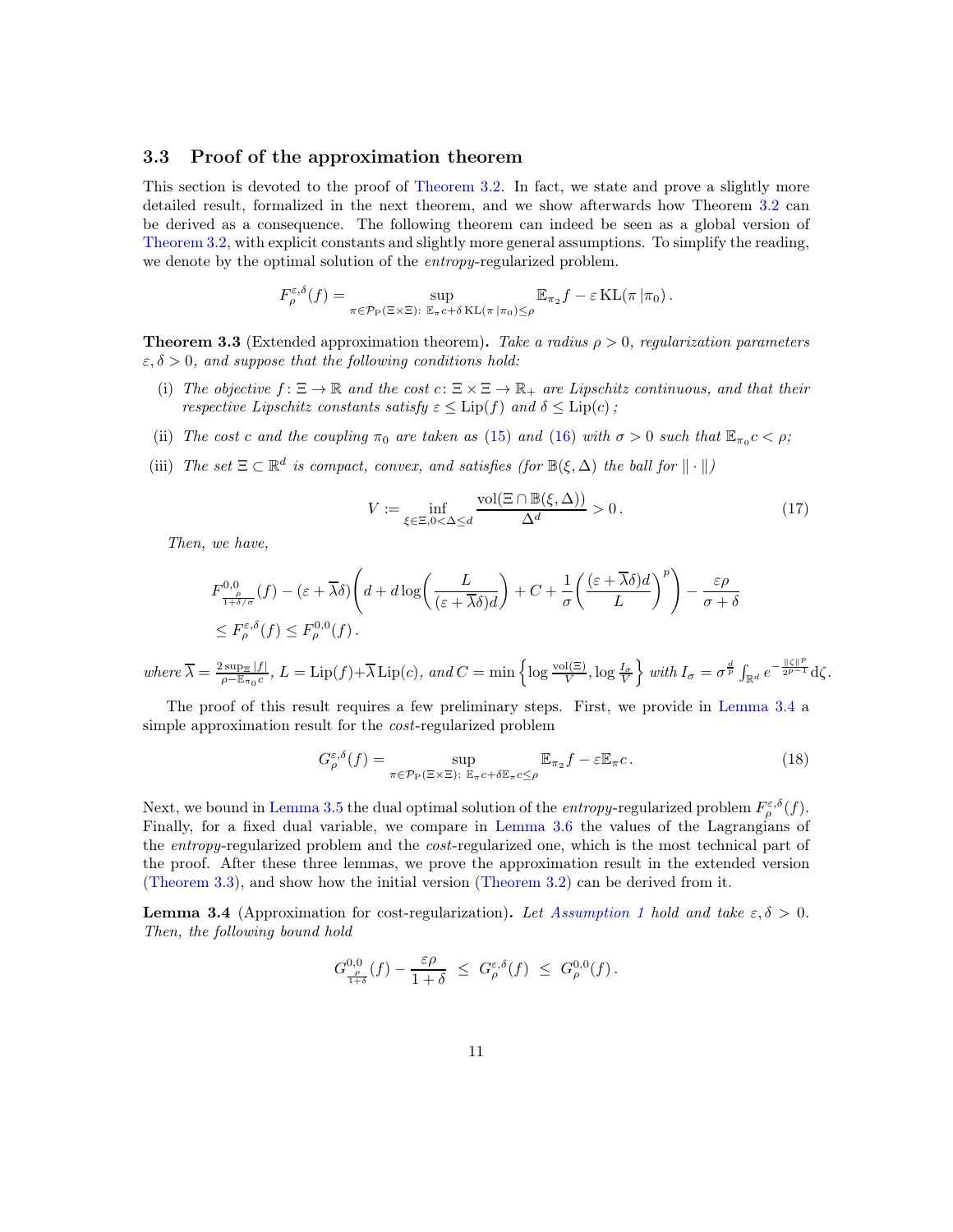### 3.3 Proof of the approximation theorem

This section is devoted to the proof of Theorem 3.2. In fact, we state and prove a slightly more detailed result, formalized in the next theorem, and we show afterwards how Theorem 3.2 can be derived as a consequence. The following theorem can indeed be seen as a global version of Theorem 3.2, with explicit constants and slightly more general assumptions. To simplify the reading, we denote by the optimal solution of the *entropy*-regularized problem.

$$F_\rho^{\varepsilon,\delta}(f) = \sup_{\pi \in \mathcal{P}_{\mathrm{P}}(\Xi\times\Xi)\colon\, \mathbb{E}_\pi c + \delta\,\mathrm{KL}(\pi\,|\pi_0) \leq \rho} \mathbb{E}_{\pi_2} f - \varepsilon\,\mathrm{KL}(\pi\,|\pi_0)\,.$$

**Theorem 3.3** (Extended approximation theorem)**.** *Take a radius $\rho > 0$, regularization parameters $\varepsilon, \delta > 0$, and suppose that the following conditions hold:*

(i) *The objective $f\colon \Xi \to \mathbb{R}$ and the cost $c\colon \Xi\times\Xi \to \mathbb{R}_+$ are Lipschitz continuous, and that their respective Lipschitz constants satisfy $\varepsilon \leq \mathrm{Lip}(f)$ and $\delta \leq \mathrm{Lip}(c)$ ;*

(ii) *The cost $c$ and the coupling $\pi_0$ are taken as (15) and (16) with $\sigma > 0$ such that $\mathbb{E}_{\pi_0} c < \rho$;*

(iii) *The set $\Xi \subset \mathbb{R}^d$ is compact, convex, and satisfies (for $\mathbb{B}(\xi, \Delta)$ the ball for $\|\cdot\|$)*

$$V := \inf_{\xi\in\Xi, 0<\Delta\leq d} \frac{\mathrm{vol}(\Xi \cap \mathbb{B}(\xi,\Delta))}{\Delta^d} > 0\,. \tag{17}$$

*Then, we have,*

$$\begin{aligned}
&F^{0,0}_{\frac{\rho}{1+\delta/\sigma}}(f) - (\varepsilon + \overline{\lambda}\delta)\left(d + d\log\left(\frac{L}{(\varepsilon+\overline{\lambda}\delta)d}\right) + C + \frac{1}{\sigma}\left(\frac{(\varepsilon+\overline{\lambda}\delta)d}{L}\right)^p\right) - \frac{\varepsilon\rho}{\sigma+\delta}\\
&\leq F_\rho^{\varepsilon,\delta}(f) \leq F_\rho^{0,0}(f)\,.
\end{aligned}$$

*where* $\overline{\lambda} = \frac{2\sup_\Xi |f|}{\rho - \mathbb{E}_{\pi_0} c}$, $L = \mathrm{Lip}(f) + \overline{\lambda}\,\mathrm{Lip}(c)$, *and* $C = \min\left\{\log\frac{\mathrm{vol}(\Xi)}{V}, \log\frac{I_\sigma}{V}\right\}$ *with* $I_\sigma = \sigma^{\frac{d}{p}}\int_{\mathbb{R}^d} e^{-\frac{\|\zeta\|^p}{2^{p-1}}}\mathrm{d}\zeta$.

The proof of this result requires a few preliminary steps. First, we provide in Lemma 3.4 a simple approximation result for the *cost*-regularized problem

$$G_\rho^{\varepsilon,\delta}(f) = \sup_{\pi\in\mathcal{P}_{\mathrm{P}}(\Xi\times\Xi)\colon\, \mathbb{E}_\pi c + \delta\mathbb{E}_\pi c \leq \rho} \mathbb{E}_{\pi_2} f - \varepsilon \mathbb{E}_\pi c\,. \tag{18}$$

Next, we bound in Lemma 3.5 the dual optimal solution of the *entropy*-regularized problem $F_\rho^{\varepsilon,\delta}(f)$. Finally, for a fixed dual variable, we compare in Lemma 3.6 the values of the Lagrangians of the *entropy*-regularized problem and the *cost*-regularized one, which is the most technical part of the proof. After these three lemmas, we prove the approximation result in the extended version (Theorem 3.3), and show how the initial version (Theorem 3.2) can be derived from it.

**Lemma 3.4** (Approximation for cost-regularization)**.** *Let Assumption 1 hold and take $\varepsilon, \delta > 0$. Then, the following bound hold*

$$G^{0,0}_{\frac{\rho}{1+\delta}}(f) - \frac{\varepsilon\rho}{1+\delta} \;\leq\; G_\rho^{\varepsilon,\delta}(f) \;\leq\; G_\rho^{0,0}(f)\,.$$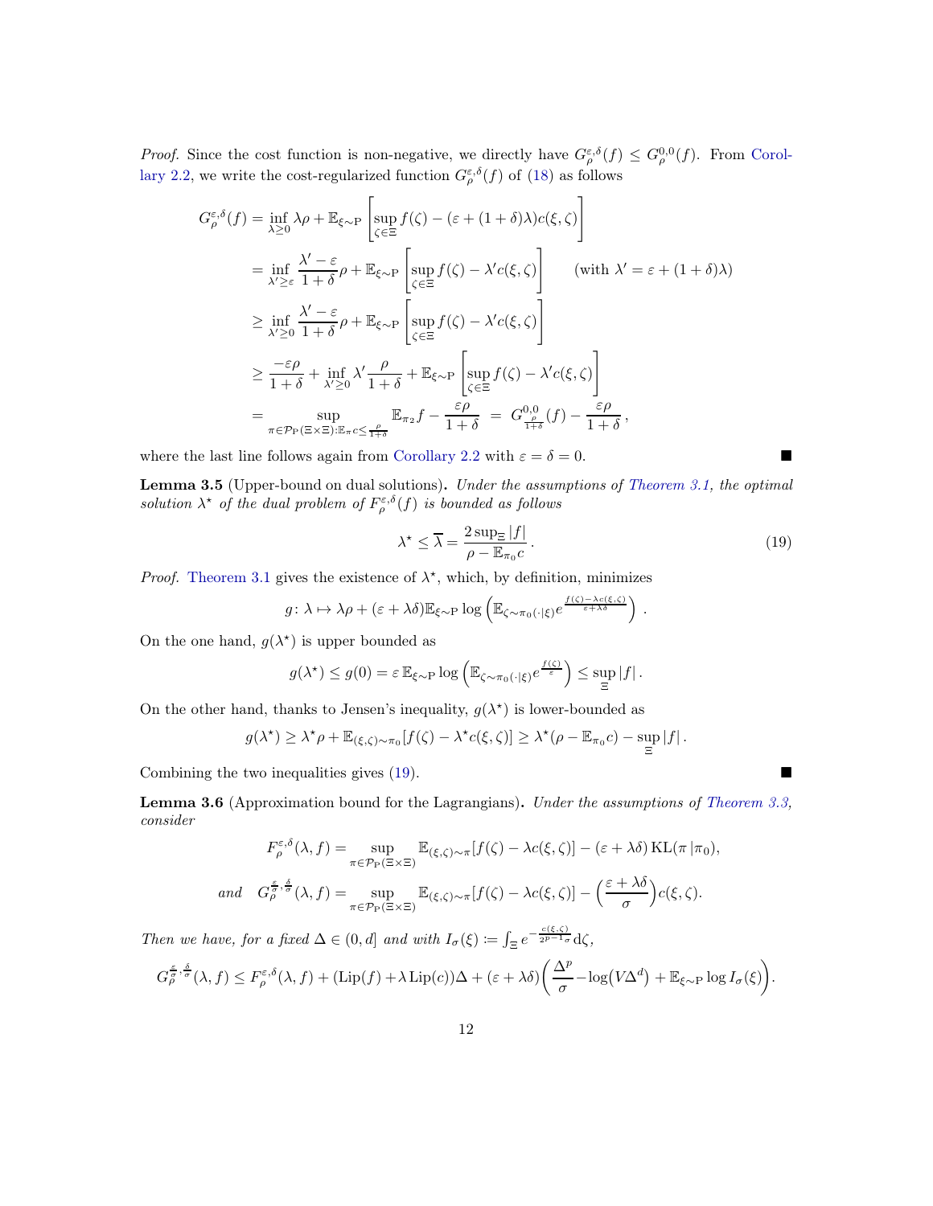*Proof.* Since the cost function is non-negative, we directly have $G_\rho^{\varepsilon,\delta}(f) \leq G_\rho^{0,0}(f)$. From Corollary 2.2, we write the cost-regularized function $G_\rho^{\varepsilon,\delta}(f)$ of (18) as follows

$$
\begin{aligned}
G_\rho^{\varepsilon,\delta}(f) &= \inf_{\lambda \geq 0} \lambda\rho + \mathbb{E}_{\xi\sim\mathrm{P}}\left[\sup_{\zeta\in\Xi} f(\zeta) - (\varepsilon + (1+\delta)\lambda)c(\xi,\zeta)\right] \\
&= \inf_{\lambda' \geq \varepsilon} \frac{\lambda' - \varepsilon}{1+\delta}\rho + \mathbb{E}_{\xi\sim\mathrm{P}}\left[\sup_{\zeta\in\Xi} f(\zeta) - \lambda' c(\xi,\zeta)\right] \qquad (\text{with } \lambda' = \varepsilon + (1+\delta)\lambda) \\
&\geq \inf_{\lambda' \geq 0} \frac{\lambda' - \varepsilon}{1+\delta}\rho + \mathbb{E}_{\xi\sim\mathrm{P}}\left[\sup_{\zeta\in\Xi} f(\zeta) - \lambda' c(\xi,\zeta)\right] \\
&\geq \frac{-\varepsilon\rho}{1+\delta} + \inf_{\lambda'\geq 0} \lambda' \frac{\rho}{1+\delta} + \mathbb{E}_{\xi\sim\mathrm{P}}\left[\sup_{\zeta\in\Xi} f(\zeta) - \lambda' c(\xi,\zeta)\right] \\
&= \sup_{\pi\in\mathcal{P}_{\mathrm{P}}(\Xi\times\Xi):\mathbb{E}_\pi c \leq \frac{\rho}{1+\delta}} \mathbb{E}_{\pi_2} f - \frac{\varepsilon\rho}{1+\delta} \;=\; G^{0,0}_{\frac{\rho}{1+\delta}}(f) - \frac{\varepsilon\rho}{1+\delta}\,,
\end{aligned}
$$

where the last line follows again from Corollary 2.2 with $\varepsilon = \delta = 0$. ■

**Lemma 3.5** (Upper-bound on dual solutions)**.** *Under the assumptions of Theorem 3.1, the optimal solution $\lambda^\star$ of the dual problem of $F_\rho^{\varepsilon,\delta}(f)$ is bounded as follows*

$$
\lambda^\star \leq \overline{\lambda} = \frac{2\sup_\Xi |f|}{\rho - \mathbb{E}_{\pi_0} c}\,. \tag{19}
$$

*Proof.* Theorem 3.1 gives the existence of $\lambda^\star$, which, by definition, minimizes

$$
g\colon \lambda \mapsto \lambda\rho + (\varepsilon + \lambda\delta)\mathbb{E}_{\xi\sim\mathrm{P}} \log\left(\mathbb{E}_{\zeta\sim\pi_0(\cdot|\xi)} e^{\frac{f(\zeta)-\lambda c(\xi,\zeta)}{\varepsilon+\lambda\delta}}\right)\,.
$$

On the one hand, $g(\lambda^\star)$ is upper bounded as

$$
g(\lambda^\star) \leq g(0) = \varepsilon\, \mathbb{E}_{\xi\sim\mathrm{P}} \log\left(\mathbb{E}_{\zeta\sim\pi_0(\cdot|\xi)} e^{\frac{f(\zeta)}{\varepsilon}}\right) \leq \sup_\Xi |f|\,.
$$

On the other hand, thanks to Jensen's inequality, $g(\lambda^\star)$ is lower-bounded as

$$
g(\lambda^\star) \geq \lambda^\star\rho + \mathbb{E}_{(\xi,\zeta)\sim\pi_0}[f(\zeta) - \lambda^\star c(\xi,\zeta)] \geq \lambda^\star(\rho - \mathbb{E}_{\pi_0} c) - \sup_\Xi |f|\,.
$$

Combining the two inequalities gives (19). ■

**Lemma 3.6** (Approximation bound for the Lagrangians)**.** *Under the assumptions of Theorem 3.3, consider*

$$
F_\rho^{\varepsilon,\delta}(\lambda, f) = \sup_{\pi\in\mathcal{P}_{\mathrm{P}}(\Xi\times\Xi)} \mathbb{E}_{(\xi,\zeta)\sim\pi}[f(\zeta) - \lambda c(\xi,\zeta)] - (\varepsilon + \lambda\delta)\,\mathrm{KL}(\pi\,|\pi_0),
$$

$$
\text{and} \quad G_\rho^{\frac{\varepsilon}{\sigma},\frac{\delta}{\sigma}}(\lambda, f) = \sup_{\pi\in\mathcal{P}_{\mathrm{P}}(\Xi\times\Xi)} \mathbb{E}_{(\xi,\zeta)\sim\pi}[f(\zeta) - \lambda c(\xi,\zeta)] - \Big(\frac{\varepsilon+\lambda\delta}{\sigma}\Big)c(\xi,\zeta).
$$

*Then we have, for a fixed $\Delta \in (0, d]$ and with $I_\sigma(\xi) \coloneqq \int_\Xi e^{-\frac{c(\xi,\zeta)}{2^{p-1}\sigma}}\mathrm{d}\zeta$,*

$$
G_\rho^{\frac{\varepsilon}{\sigma},\frac{\delta}{\sigma}}(\lambda, f) \leq F_\rho^{\varepsilon,\delta}(\lambda, f) + (\mathrm{Lip}(f) + \lambda\,\mathrm{Lip}(c))\Delta + (\varepsilon + \lambda\delta)\bigg(\frac{\Delta^p}{\sigma} - \log\big(V\Delta^d\big) + \mathbb{E}_{\xi\sim\mathrm{P}} \log I_\sigma(\xi)\bigg).
$$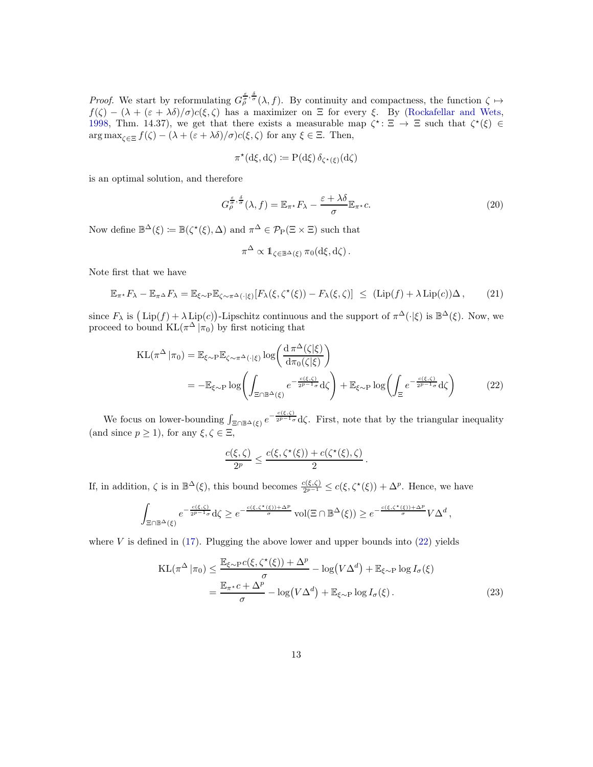*Proof.* We start by reformulating $G_\rho^{\frac{\varepsilon}{\sigma},\frac{\delta}{\sigma}}(\lambda, f)$. By continuity and compactness, the function $\zeta \mapsto f(\zeta) - (\lambda + (\varepsilon + \lambda\delta)/\sigma)c(\xi,\zeta)$ has a maximizer on $\Xi$ for every $\xi$. By (Rockafellar and Wets, 1998, Thm. 14.37), we get that there exists a measurable map $\zeta^\star\colon \Xi \to \Xi$ such that $\zeta^\star(\xi) \in \arg\max_{\zeta\in\Xi} f(\zeta) - (\lambda + (\varepsilon + \lambda\delta)/\sigma)c(\xi,\zeta)$ for any $\xi \in \Xi$. Then,

$$\pi^\star(\mathrm{d}\xi, \mathrm{d}\zeta) \coloneqq \mathrm{P}(\mathrm{d}\xi)\, \delta_{\zeta^\star(\xi)}(\mathrm{d}\zeta)$$

is an optimal solution, and therefore

$$G_\rho^{\frac{\varepsilon}{\sigma},\frac{\delta}{\sigma}}(\lambda, f) = \mathbb{E}_{\pi^\star} F_\lambda - \frac{\varepsilon + \lambda\delta}{\sigma}\mathbb{E}_{\pi^\star} c. \tag{20}$$

Now define $\mathbb{B}^\Delta(\xi) \coloneqq \mathbb{B}(\zeta^\star(\xi), \Delta)$ and $\pi^\Delta \in \mathcal{P}_\mathrm{P}(\Xi \times \Xi)$ such that

$$\pi^\Delta \propto \mathbb{1}_{\zeta\in\mathbb{B}^\Delta(\xi)}\, \pi_0(\mathrm{d}\xi, \mathrm{d}\zeta)\,.$$

Note first that we have

$$\mathbb{E}_{\pi^\star} F_\lambda - \mathbb{E}_{\pi^\Delta} F_\lambda = \mathbb{E}_{\xi\sim\mathrm{P}}\mathbb{E}_{\zeta\sim\pi^\Delta(\cdot|\xi)}[F_\lambda(\xi, \zeta^\star(\xi)) - F_\lambda(\xi,\zeta)] \;\leq\; (\mathrm{Lip}(f) + \lambda\,\mathrm{Lip}(c))\Delta\,, \tag{21}$$

since $F_\lambda$ is $\big(\mathrm{Lip}(f) + \lambda\,\mathrm{Lip}(c)\big)$-Lipschitz continuous and the support of $\pi^\Delta(\cdot|\xi)$ is $\mathbb{B}^\Delta(\xi)$. Now, we proceed to bound $\mathrm{KL}(\pi^\Delta\,|\pi_0)$ by first noticing that

$$\begin{aligned}
\mathrm{KL}(\pi^\Delta\,|\pi_0) &= \mathbb{E}_{\xi\sim\mathrm{P}}\mathbb{E}_{\zeta\sim\pi^\Delta(\cdot|\xi)} \log\!\left(\frac{\mathrm{d}\,\pi^\Delta(\zeta|\xi)}{\mathrm{d}\pi_0(\zeta|\xi)}\right) \\
&= -\mathbb{E}_{\xi\sim\mathrm{P}} \log\!\left(\int_{\Xi\cap\mathbb{B}^\Delta(\xi)} e^{-\frac{c(\xi,\zeta)}{2^{p-1}\sigma}}\mathrm{d}\zeta\right) + \mathbb{E}_{\xi\sim\mathrm{P}} \log\!\left(\int_{\Xi} e^{-\frac{c(\xi,\zeta)}{2^{p-1}\sigma}}\mathrm{d}\zeta\right)
\end{aligned} \tag{22}$$

We focus on lower-bounding $\int_{\Xi\cap\mathbb{B}^\Delta(\xi)} e^{-\frac{c(\xi,\zeta)}{2^{p-1}\sigma}}\mathrm{d}\zeta$. First, note that by the triangular inequality (and since $p \geq 1$), for any $\xi, \zeta \in \Xi$,

$$\frac{c(\xi,\zeta)}{2^p} \leq \frac{c(\xi,\zeta^\star(\xi)) + c(\zeta^\star(\xi),\zeta)}{2}\,.$$

If, in addition, $\zeta$ is in $\mathbb{B}^\Delta(\xi)$, this bound becomes $\frac{c(\xi,\zeta)}{2^{p-1}} \leq c(\xi,\zeta^\star(\xi)) + \Delta^p$. Hence, we have

$$\int_{\Xi\cap\mathbb{B}^\Delta(\xi)} e^{-\frac{c(\xi,\zeta)}{2^{p-1}\sigma}}\mathrm{d}\zeta \geq e^{-\frac{c(\xi,\zeta^\star(\xi)) + \Delta^p}{\sigma}}\,\mathrm{vol}(\Xi\cap\mathbb{B}^\Delta(\xi)) \geq e^{-\frac{c(\xi,\zeta^\star(\xi)) + \Delta^p}{\sigma}} V\Delta^d\,,$$

where $V$ is defined in (17). Plugging the above lower and upper bounds into (22) yields

$$\begin{aligned}
\mathrm{KL}(\pi^\Delta\,|\pi_0) &\leq \frac{\mathbb{E}_{\xi\sim\mathrm{P}} c(\xi,\zeta^\star(\xi)) + \Delta^p}{\sigma} - \log\!\big(V\Delta^d\big) + \mathbb{E}_{\xi\sim\mathrm{P}} \log I_\sigma(\xi) \\
&= \frac{\mathbb{E}_{\pi^\star} c + \Delta^p}{\sigma} - \log\!\big(V\Delta^d\big) + \mathbb{E}_{\xi\sim\mathrm{P}} \log I_\sigma(\xi)\,.
\end{aligned} \tag{23}$$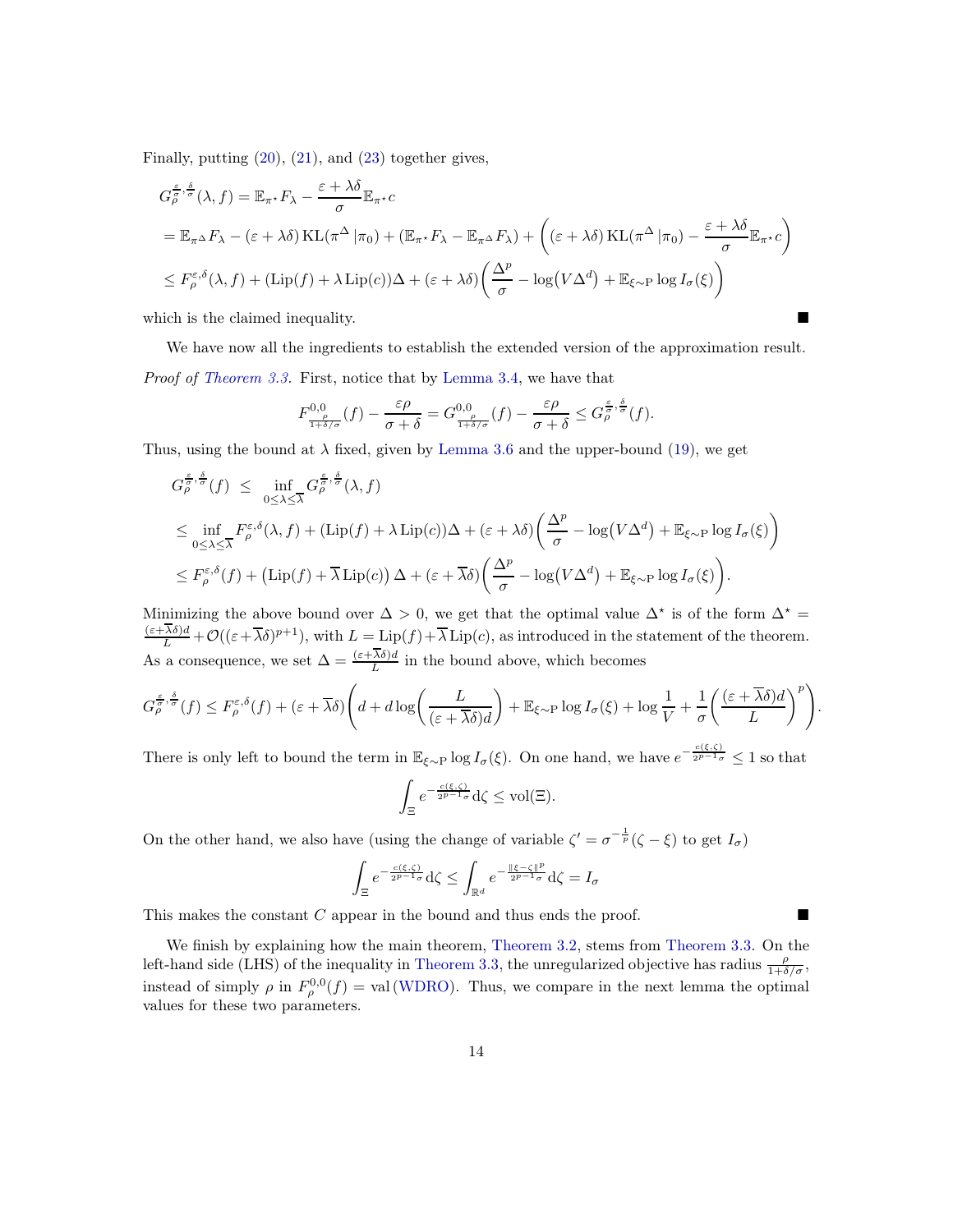Finally, putting (20), (21), and (23) together gives,

$$
\begin{aligned}
G_\rho^{\frac{\varepsilon}{\sigma},\frac{\delta}{\sigma}}(\lambda, f) &= \mathbb{E}_{\pi^\star} F_\lambda - \frac{\varepsilon + \lambda\delta}{\sigma}\mathbb{E}_{\pi^\star} c \\
&= \mathbb{E}_{\pi^\Delta} F_\lambda - (\varepsilon + \lambda\delta)\,\mathrm{KL}(\pi^\Delta\,|\pi_0) + (\mathbb{E}_{\pi^\star} F_\lambda - \mathbb{E}_{\pi^\Delta} F_\lambda) + \left((\varepsilon + \lambda\delta)\,\mathrm{KL}(\pi^\Delta\,|\pi_0) - \frac{\varepsilon + \lambda\delta}{\sigma}\mathbb{E}_{\pi^\star} c\right) \\
&\le F_\rho^{\varepsilon,\delta}(\lambda, f) + (\mathrm{Lip}(f) + \lambda\,\mathrm{Lip}(c))\Delta + (\varepsilon + \lambda\delta)\left(\frac{\Delta^p}{\sigma} - \log\!\big(V\Delta^d\big) + \mathbb{E}_{\xi\sim \mathrm{P}}\log I_\sigma(\xi)\right)
\end{aligned}
$$

which is the claimed inequality. ■

We have now all the ingredients to establish the extended version of the approximation result.

*Proof of Theorem 3.3.* First, notice that by Lemma 3.4, we have that

$$
F^{0,0}_{\frac{\rho}{1+\delta/\sigma}}(f) - \frac{\varepsilon\rho}{\sigma+\delta} = G^{0,0}_{\frac{\rho}{1+\delta/\sigma}}(f) - \frac{\varepsilon\rho}{\sigma+\delta} \le G_\rho^{\frac{\varepsilon}{\sigma},\frac{\delta}{\sigma}}(f).
$$

Thus, using the bound at $\lambda$ fixed, given by Lemma 3.6 and the upper-bound (19), we get

$$
\begin{aligned}
G_\rho^{\frac{\varepsilon}{\sigma},\frac{\delta}{\sigma}}(f) &\le \inf_{0\le\lambda\le\overline{\lambda}} G_\rho^{\frac{\varepsilon}{\sigma},\frac{\delta}{\sigma}}(\lambda, f) \\
&\le \inf_{0\le\lambda\le\overline{\lambda}} F_\rho^{\varepsilon,\delta}(\lambda, f) + (\mathrm{Lip}(f) + \lambda\,\mathrm{Lip}(c))\Delta + (\varepsilon + \lambda\delta)\left(\frac{\Delta^p}{\sigma} - \log\!\big(V\Delta^d\big) + \mathbb{E}_{\xi\sim \mathrm{P}}\log I_\sigma(\xi)\right) \\
&\le F_\rho^{\varepsilon,\delta}(f) + \big(\mathrm{Lip}(f) + \overline{\lambda}\,\mathrm{Lip}(c)\big)\,\Delta + (\varepsilon + \overline{\lambda}\delta)\left(\frac{\Delta^p}{\sigma} - \log\!\big(V\Delta^d\big) + \mathbb{E}_{\xi\sim \mathrm{P}}\log I_\sigma(\xi)\right).
\end{aligned}
$$

Minimizing the above bound over $\Delta > 0$, we get that the optimal value $\Delta^\star$ is of the form $\Delta^\star = \frac{(\varepsilon+\overline{\lambda}\delta)d}{L} + \mathcal{O}((\varepsilon+\overline{\lambda}\delta)^{p+1})$, with $L = \mathrm{Lip}(f) + \overline{\lambda}\,\mathrm{Lip}(c)$, as introduced in the statement of the theorem. As a consequence, we set $\Delta = \frac{(\varepsilon+\overline{\lambda}\delta)d}{L}$ in the bound above, which becomes

$$
G_\rho^{\frac{\varepsilon}{\sigma},\frac{\delta}{\sigma}}(f) \le F_\rho^{\varepsilon,\delta}(f) + (\varepsilon + \overline{\lambda}\delta)\left(d + d\log\!\left(\frac{L}{(\varepsilon + \overline{\lambda}\delta)d}\right) + \mathbb{E}_{\xi\sim \mathrm{P}}\log I_\sigma(\xi) + \log\frac{1}{V} + \frac{1}{\sigma}\left(\frac{(\varepsilon + \overline{\lambda}\delta)d}{L}\right)^p\right).
$$

There is only left to bound the term in $\mathbb{E}_{\xi\sim \mathrm{P}}\log I_\sigma(\xi)$. On one hand, we have $e^{-\frac{c(\xi,\zeta)}{2^{p-1}\sigma}} \le 1$ so that

$$
\int_\Xi e^{-\frac{c(\xi,\zeta)}{2^{p-1}\sigma}}\mathrm{d}\zeta \le \mathrm{vol}(\Xi).
$$

On the other hand, we also have (using the change of variable $\zeta' = \sigma^{-\frac{1}{p}}(\zeta - \xi)$ to get $I_\sigma$)

$$
\int_\Xi e^{-\frac{c(\xi,\zeta)}{2^{p-1}\sigma}}\mathrm{d}\zeta \le \int_{\mathbb{R}^d} e^{-\frac{\|\xi-\zeta\|^p}{2^{p-1}\sigma}}\mathrm{d}\zeta = I_\sigma
$$

This makes the constant $C$ appear in the bound and thus ends the proof. ■

We finish by explaining how the main theorem, Theorem 3.2, stems from Theorem 3.3. On the left-hand side (LHS) of the inequality in Theorem 3.3, the unregularized objective has radius $\frac{\rho}{1+\delta/\sigma}$, instead of simply $\rho$ in $F_\rho^{0,0}(f) = \mathrm{val}\,(\text{WDRO})$. Thus, we compare in the next lemma the optimal values for these two parameters.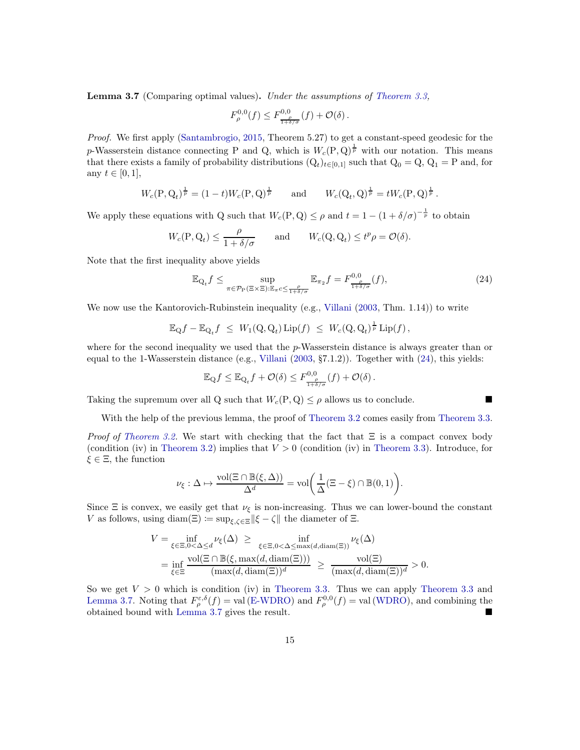**Lemma 3.7** (Comparing optimal values)**.** *Under the assumptions of Theorem 3.3,*

$$F_{\rho}^{0,0}(f) \leq F_{\frac{\rho}{1+\delta/\sigma}}^{0,0}(f) + \mathcal{O}(\delta)\,.$$

*Proof.* We first apply (Santambrogio, 2015, Theorem 5.27) to get a constant-speed geodesic for the $p$-Wasserstein distance connecting P and Q, which is $W_c(\mathrm{P},\mathrm{Q})^{\frac{1}{p}}$ with our notation. This means that there exists a family of probability distributions $(\mathrm{Q}_t)_{t\in[0,1]}$ such that $\mathrm{Q}_0 = \mathrm{Q}$, $\mathrm{Q}_1 = \mathrm{P}$ and, for any $t \in [0,1]$,

$$W_c(\mathrm{P},\mathrm{Q}_t)^{\frac{1}{p}} = (1-t)W_c(\mathrm{P},\mathrm{Q})^{\frac{1}{p}} \qquad \text{and} \qquad W_c(\mathrm{Q}_t,\mathrm{Q})^{\frac{1}{p}} = tW_c(\mathrm{P},\mathrm{Q})^{\frac{1}{p}}\,.$$

We apply these equations with Q such that $W_c(\mathrm{P},\mathrm{Q}) \leq \rho$ and $t = 1 - (1+\delta/\sigma)^{-\frac{1}{p}}$ to obtain

$$W_c(\mathrm{P},\mathrm{Q}_t) \leq \frac{\rho}{1+\delta/\sigma} \qquad \text{and} \qquad W_c(\mathrm{Q},\mathrm{Q}_t) \leq t^p\rho = \mathcal{O}(\delta).$$

Note that the first inequality above yields

$$\mathbb{E}_{\mathrm{Q}_t} f \leq \sup_{\pi\in\mathcal{P}_{\mathrm{P}}(\Xi\times\Xi):\mathbb{E}_\pi c \leq \frac{\rho}{1+\delta/\sigma}} \mathbb{E}_{\pi_2} f = F_{\frac{\rho}{1+\delta/\sigma}}^{0,0}(f), \tag{24}$$

We now use the Kantorovich-Rubinstein inequality (e.g., Villani (2003, Thm. 1.14)) to write

$$\mathbb{E}_{\mathrm{Q}} f - \mathbb{E}_{\mathrm{Q}_t} f \;\leq\; W_1(\mathrm{Q},\mathrm{Q}_t)\,\mathrm{Lip}(f) \;\leq\; W_c(\mathrm{Q},\mathrm{Q}_t)^{\frac{1}{p}}\,\mathrm{Lip}(f)\,,$$

where for the second inequality we used that the $p$-Wasserstein distance is always greater than or equal to the 1-Wasserstein distance (e.g., Villani (2003, §7.1.2)). Together with (24), this yields:

$$\mathbb{E}_{\mathrm{Q}} f \leq \mathbb{E}_{\mathrm{Q}_t} f + \mathcal{O}(\delta) \leq F_{\frac{\rho}{1+\delta/\sigma}}^{0,0}(f) + \mathcal{O}(\delta)\,.$$

Taking the supremum over all Q such that $W_c(\mathrm{P},\mathrm{Q}) \leq \rho$ allows us to conclude. ■

With the help of the previous lemma, the proof of Theorem 3.2 comes easily from Theorem 3.3.

*Proof of Theorem 3.2.* We start with checking that the fact that $\Xi$ is a compact convex body (condition (iv) in Theorem 3.2) implies that $V > 0$ (condition (iv) in Theorem 3.3). Introduce, for $\xi \in \Xi$, the function

$$\nu_\xi : \Delta \mapsto \frac{\mathrm{vol}(\Xi \cap \mathbb{B}(\xi,\Delta))}{\Delta^d} = \mathrm{vol}\!\left(\frac{1}{\Delta}(\Xi - \xi) \cap \mathbb{B}(0,1)\right).$$

Since $\Xi$ is convex, we easily get that $\nu_\xi$ is non-increasing. Thus we can lower-bound the constant $V$ as follows, using $\mathrm{diam}(\Xi) \coloneqq \sup_{\xi,\zeta\in\Xi}\|\xi - \zeta\|$ the diameter of $\Xi$.

$$\begin{aligned}
V &= \inf_{\xi\in\Xi, 0<\Delta\leq d} \nu_\xi(\Delta) \;\geq\; \inf_{\xi\in\Xi, 0<\Delta\leq \max(d,\mathrm{diam}(\Xi))} \nu_\xi(\Delta) \\
&= \inf_{\xi\in\Xi} \frac{\mathrm{vol}(\Xi\cap\mathbb{B}(\xi,\max(d,\mathrm{diam}(\Xi))))}{(\max(d,\mathrm{diam}(\Xi)))^d} \;\geq\; \frac{\mathrm{vol}(\Xi)}{(\max(d,\mathrm{diam}(\Xi)))^d} > 0.
\end{aligned}$$

So we get $V > 0$ which is condition (iv) in Theorem 3.3. Thus we can apply Theorem 3.3 and Lemma 3.7. Noting that $F_\rho^{\varepsilon,\delta}(f) = \mathrm{val}\,(\text{E-WDRO})$ and $F_\rho^{0,0}(f) = \mathrm{val}\,(\text{WDRO})$, and combining the obtained bound with Lemma 3.7 gives the result. ■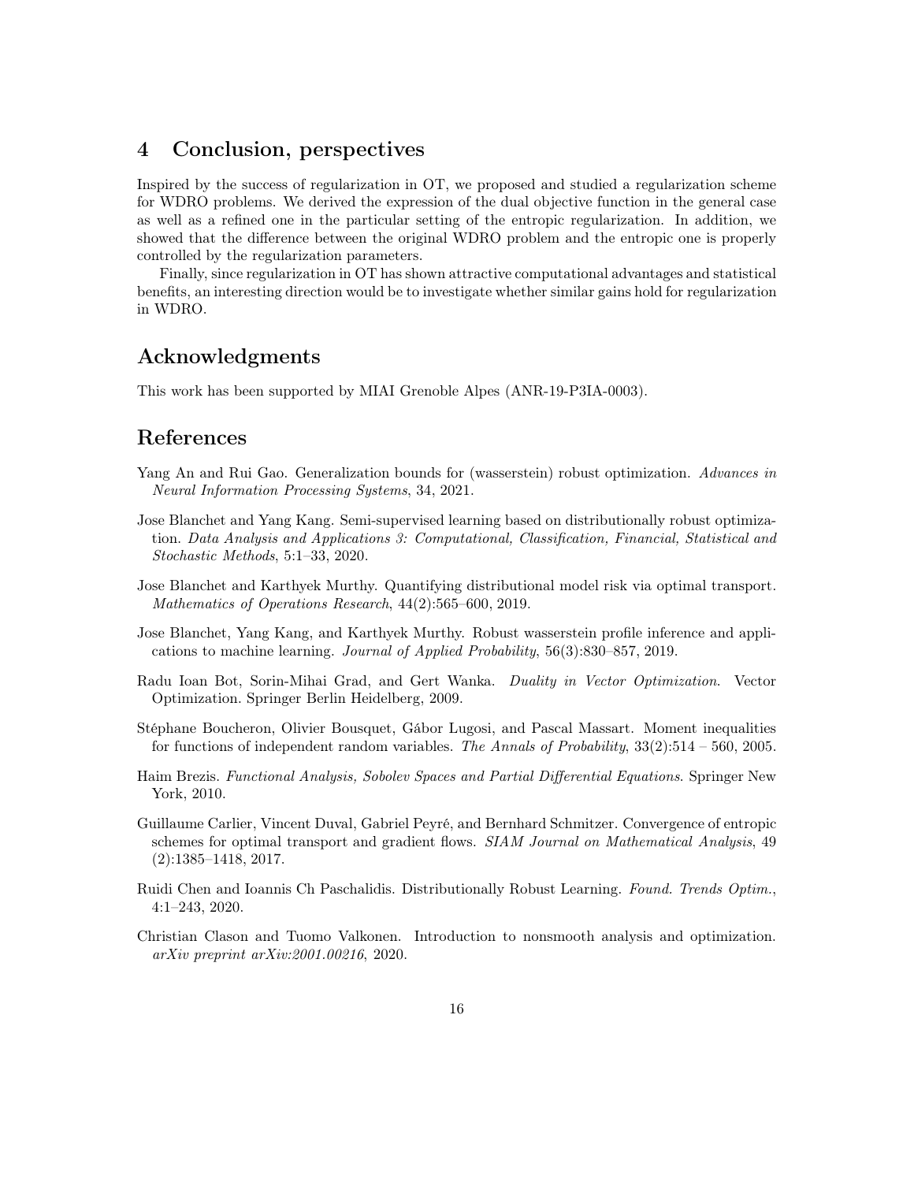## 4 Conclusion, perspectives

Inspired by the success of regularization in OT, we proposed and studied a regularization scheme for WDRO problems. We derived the expression of the dual objective function in the general case as well as a refined one in the particular setting of the entropic regularization. In addition, we showed that the difference between the original WDRO problem and the entropic one is properly controlled by the regularization parameters.

Finally, since regularization in OT has shown attractive computational advantages and statistical benefits, an interesting direction would be to investigate whether similar gains hold for regularization in WDRO.

## Acknowledgments

This work has been supported by MIAI Grenoble Alpes (ANR-19-P3IA-0003).

## References

Yang An and Rui Gao. Generalization bounds for (wasserstein) robust optimization. *Advances in Neural Information Processing Systems*, 34, 2021.

Jose Blanchet and Yang Kang. Semi-supervised learning based on distributionally robust optimization. *Data Analysis and Applications 3: Computational, Classification, Financial, Statistical and Stochastic Methods*, 5:1–33, 2020.

Jose Blanchet and Karthyek Murthy. Quantifying distributional model risk via optimal transport. *Mathematics of Operations Research*, 44(2):565–600, 2019.

Jose Blanchet, Yang Kang, and Karthyek Murthy. Robust wasserstein profile inference and applications to machine learning. *Journal of Applied Probability*, 56(3):830–857, 2019.

Radu Ioan Bot, Sorin-Mihai Grad, and Gert Wanka. *Duality in Vector Optimization*. Vector Optimization. Springer Berlin Heidelberg, 2009.

Stéphane Boucheron, Olivier Bousquet, Gábor Lugosi, and Pascal Massart. Moment inequalities for functions of independent random variables. *The Annals of Probability*, 33(2):514 – 560, 2005.

Haim Brezis. *Functional Analysis, Sobolev Spaces and Partial Differential Equations*. Springer New York, 2010.

Guillaume Carlier, Vincent Duval, Gabriel Peyré, and Bernhard Schmitzer. Convergence of entropic schemes for optimal transport and gradient flows. *SIAM Journal on Mathematical Analysis*, 49 (2):1385–1418, 2017.

Ruidi Chen and Ioannis Ch Paschalidis. Distributionally Robust Learning. *Found. Trends Optim.*, 4:1–243, 2020.

Christian Clason and Tuomo Valkonen. Introduction to nonsmooth analysis and optimization. *arXiv preprint arXiv:2001.00216*, 2020.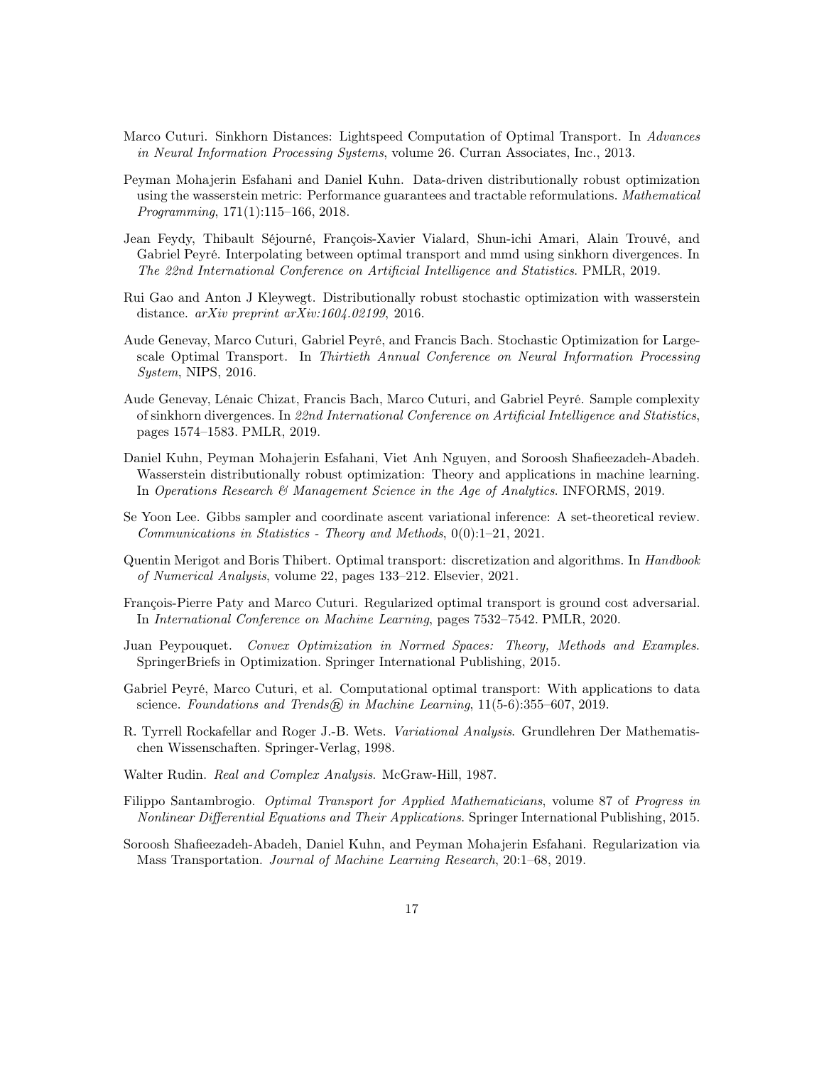Marco Cuturi. Sinkhorn Distances: Lightspeed Computation of Optimal Transport. In *Advances in Neural Information Processing Systems*, volume 26. Curran Associates, Inc., 2013.

Peyman Mohajerin Esfahani and Daniel Kuhn. Data-driven distributionally robust optimization using the wasserstein metric: Performance guarantees and tractable reformulations. *Mathematical Programming*, 171(1):115–166, 2018.

Jean Feydy, Thibault Séjourné, François-Xavier Vialard, Shun-ichi Amari, Alain Trouvé, and Gabriel Peyré. Interpolating between optimal transport and mmd using sinkhorn divergences. In *The 22nd International Conference on Artificial Intelligence and Statistics*. PMLR, 2019.

Rui Gao and Anton J Kleywegt. Distributionally robust stochastic optimization with wasserstein distance. *arXiv preprint arXiv:1604.02199*, 2016.

Aude Genevay, Marco Cuturi, Gabriel Peyré, and Francis Bach. Stochastic Optimization for Large-scale Optimal Transport. In *Thirtieth Annual Conference on Neural Information Processing System*, NIPS, 2016.

Aude Genevay, Lénaic Chizat, Francis Bach, Marco Cuturi, and Gabriel Peyré. Sample complexity of sinkhorn divergences. In *22nd International Conference on Artificial Intelligence and Statistics*, pages 1574–1583. PMLR, 2019.

Daniel Kuhn, Peyman Mohajerin Esfahani, Viet Anh Nguyen, and Soroosh Shafieezadeh-Abadeh. Wasserstein distributionally robust optimization: Theory and applications in machine learning. In *Operations Research & Management Science in the Age of Analytics*. INFORMS, 2019.

Se Yoon Lee. Gibbs sampler and coordinate ascent variational inference: A set-theoretical review. *Communications in Statistics - Theory and Methods*, 0(0):1–21, 2021.

Quentin Merigot and Boris Thibert. Optimal transport: discretization and algorithms. In *Handbook of Numerical Analysis*, volume 22, pages 133–212. Elsevier, 2021.

François-Pierre Paty and Marco Cuturi. Regularized optimal transport is ground cost adversarial. In *International Conference on Machine Learning*, pages 7532–7542. PMLR, 2020.

Juan Peypouquet. *Convex Optimization in Normed Spaces: Theory, Methods and Examples*. SpringerBriefs in Optimization. Springer International Publishing, 2015.

Gabriel Peyré, Marco Cuturi, et al. Computational optimal transport: With applications to data science. *Foundations and Trends® in Machine Learning*, 11(5-6):355–607, 2019.

R. Tyrrell Rockafellar and Roger J.-B. Wets. *Variational Analysis*. Grundlehren Der Mathematischen Wissenschaften. Springer-Verlag, 1998.

Walter Rudin. *Real and Complex Analysis*. McGraw-Hill, 1987.

Filippo Santambrogio. *Optimal Transport for Applied Mathematicians*, volume 87 of *Progress in Nonlinear Differential Equations and Their Applications*. Springer International Publishing, 2015.

Soroosh Shafieezadeh-Abadeh, Daniel Kuhn, and Peyman Mohajerin Esfahani. Regularization via Mass Transportation. *Journal of Machine Learning Research*, 20:1–68, 2019.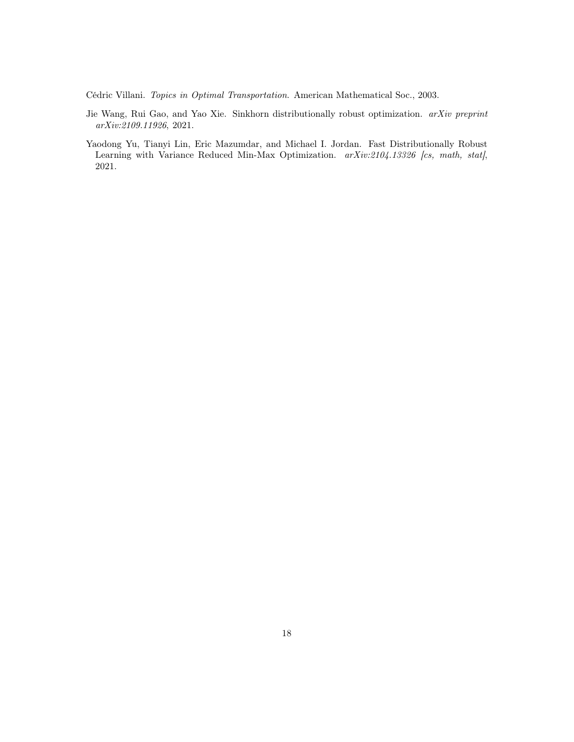Cédric Villani. *Topics in Optimal Transportation*. American Mathematical Soc., 2003.

Jie Wang, Rui Gao, and Yao Xie. Sinkhorn distributionally robust optimization. *arXiv preprint arXiv:2109.11926*, 2021.

Yaodong Yu, Tianyi Lin, Eric Mazumdar, and Michael I. Jordan. Fast Distributionally Robust Learning with Variance Reduced Min-Max Optimization. *arXiv:2104.13326 [cs, math, stat]*, 2021.